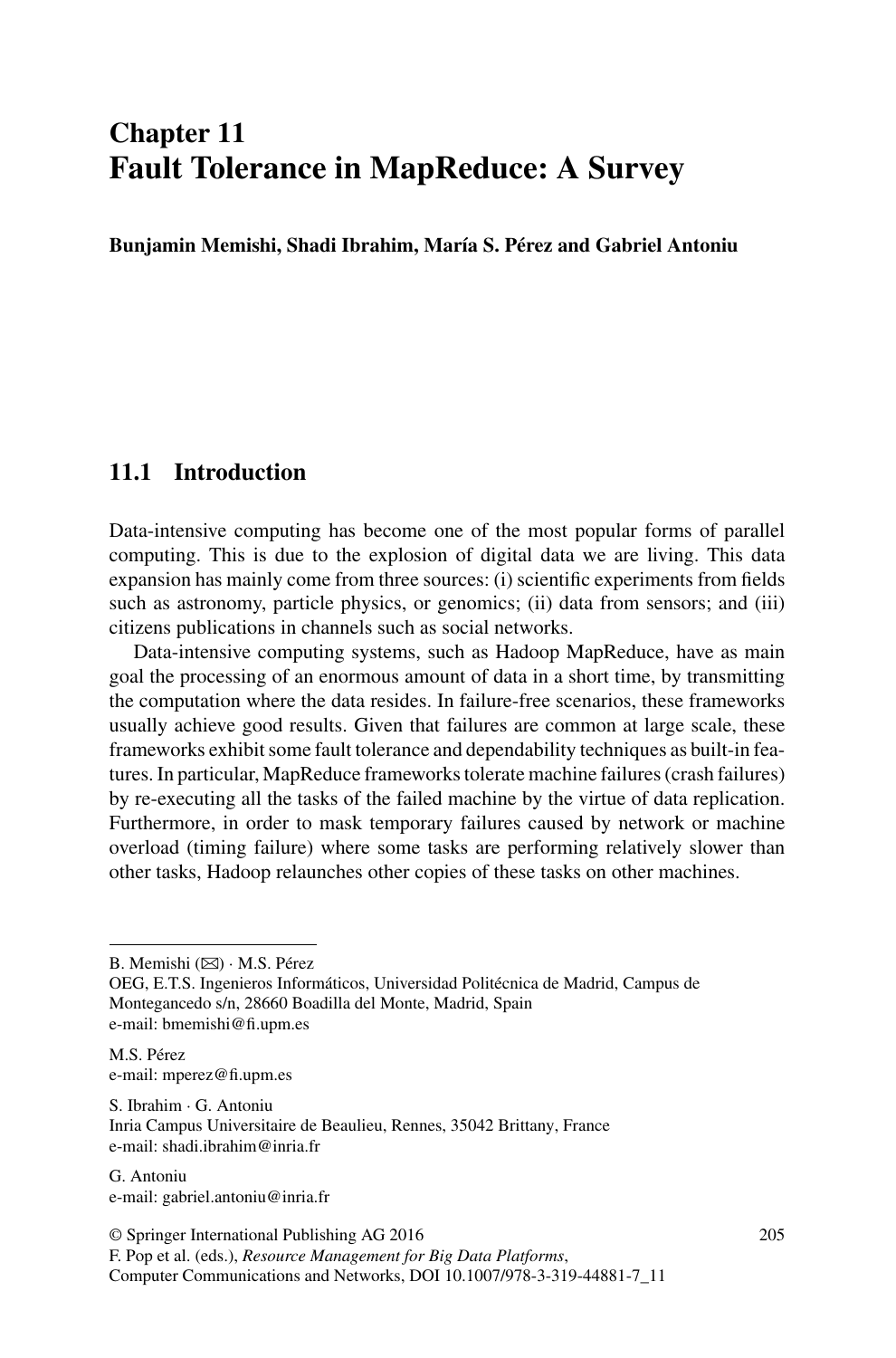# Chapter 11
# Fault Tolerance in MapReduce: A Survey

**Bunjamin Memishi, Shadi Ibrahim, María S. Pérez and Gabriel Antoniu**

## 11.1 Introduction

Data-intensive computing has become one of the most popular forms of parallel computing. This is due to the explosion of digital data we are living. This data expansion has mainly come from three sources: (i) scientific experiments from fields such as astronomy, particle physics, or genomics; (ii) data from sensors; and (iii) citizens publications in channels such as social networks.

Data-intensive computing systems, such as Hadoop MapReduce, have as main goal the processing of an enormous amount of data in a short time, by transmitting the computation where the data resides. In failure-free scenarios, these frameworks usually achieve good results. Given that failures are common at large scale, these frameworks exhibit some fault tolerance and dependability techniques as built-in features. In particular, MapReduce frameworks tolerate machine failures (crash failures) by re-executing all the tasks of the failed machine by the virtue of data replication. Furthermore, in order to mask temporary failures caused by network or machine overload (timing failure) where some tasks are performing relatively slower than other tasks, Hadoop relaunches other copies of these tasks on other machines.

---

B. Memishi (✉) · M.S. Pérez
OEG, E.T.S. Ingenieros Informáticos, Universidad Politécnica de Madrid, Campus de Montegancedo s/n, 28660 Boadilla del Monte, Madrid, Spain
e-mail: bmemishi@fi.upm.es

M.S. Pérez
e-mail: mperez@fi.upm.es

S. Ibrahim · G. Antoniu
Inria Campus Universitaire de Beaulieu, Rennes, 35042 Brittany, France
e-mail: shadi.ibrahim@inria.fr

G. Antoniu
e-mail: gabriel.antoniu@inria.fr

© Springer International Publishing AG 2016
F. Pop et al. (eds.), *Resource Management for Big Data Platforms*,
Computer Communications and Networks, DOI 10.1007/978-3-319-44881-7_11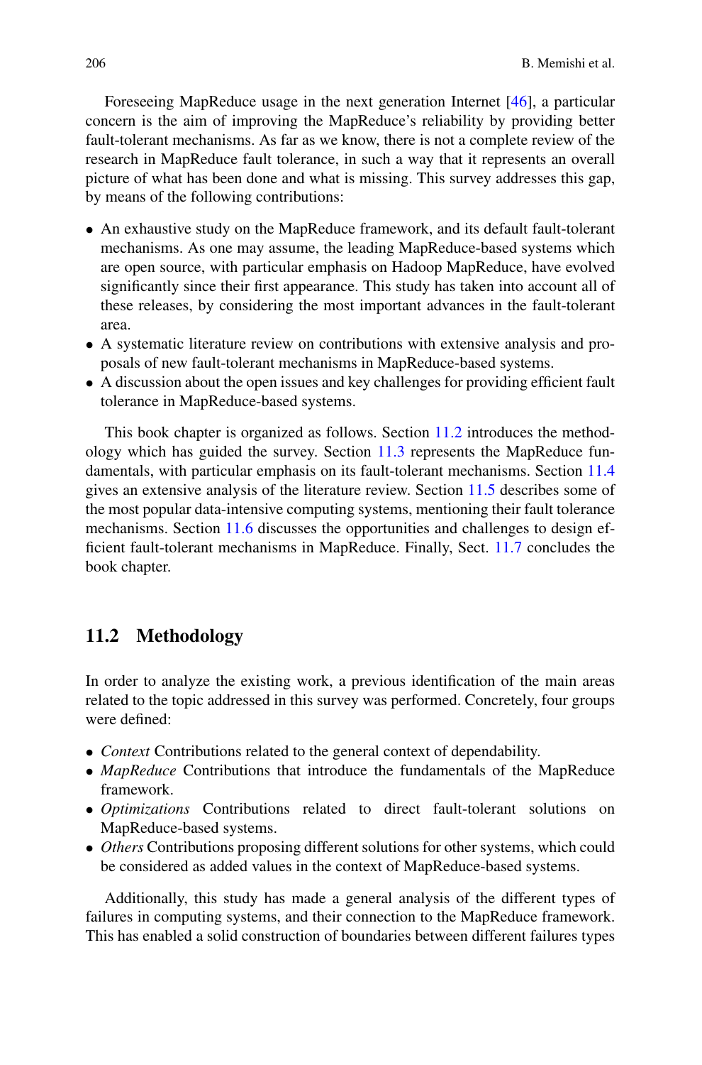Foreseeing MapReduce usage in the next generation Internet [46], a particular concern is the aim of improving the MapReduce's reliability by providing better fault-tolerant mechanisms. As far as we know, there is not a complete review of the research in MapReduce fault tolerance, in such a way that it represents an overall picture of what has been done and what is missing. This survey addresses this gap, by means of the following contributions:

- An exhaustive study on the MapReduce framework, and its default fault-tolerant mechanisms. As one may assume, the leading MapReduce-based systems which are open source, with particular emphasis on Hadoop MapReduce, have evolved significantly since their first appearance. This study has taken into account all of these releases, by considering the most important advances in the fault-tolerant area.
- A systematic literature review on contributions with extensive analysis and proposals of new fault-tolerant mechanisms in MapReduce-based systems.
- A discussion about the open issues and key challenges for providing efficient fault tolerance in MapReduce-based systems.

This book chapter is organized as follows. Section 11.2 introduces the methodology which has guided the survey. Section 11.3 represents the MapReduce fundamentals, with particular emphasis on its fault-tolerant mechanisms. Section 11.4 gives an extensive analysis of the literature review. Section 11.5 describes some of the most popular data-intensive computing systems, mentioning their fault tolerance mechanisms. Section 11.6 discusses the opportunities and challenges to design efficient fault-tolerant mechanisms in MapReduce. Finally, Sect. 11.7 concludes the book chapter.

## 11.2 Methodology

In order to analyze the existing work, a previous identification of the main areas related to the topic addressed in this survey was performed. Concretely, four groups were defined:

- *Context* Contributions related to the general context of dependability.
- *MapReduce* Contributions that introduce the fundamentals of the MapReduce framework.
- *Optimizations* Contributions related to direct fault-tolerant solutions on MapReduce-based systems.
- *Others* Contributions proposing different solutions for other systems, which could be considered as added values in the context of MapReduce-based systems.

Additionally, this study has made a general analysis of the different types of failures in computing systems, and their connection to the MapReduce framework. This has enabled a solid construction of boundaries between different failures types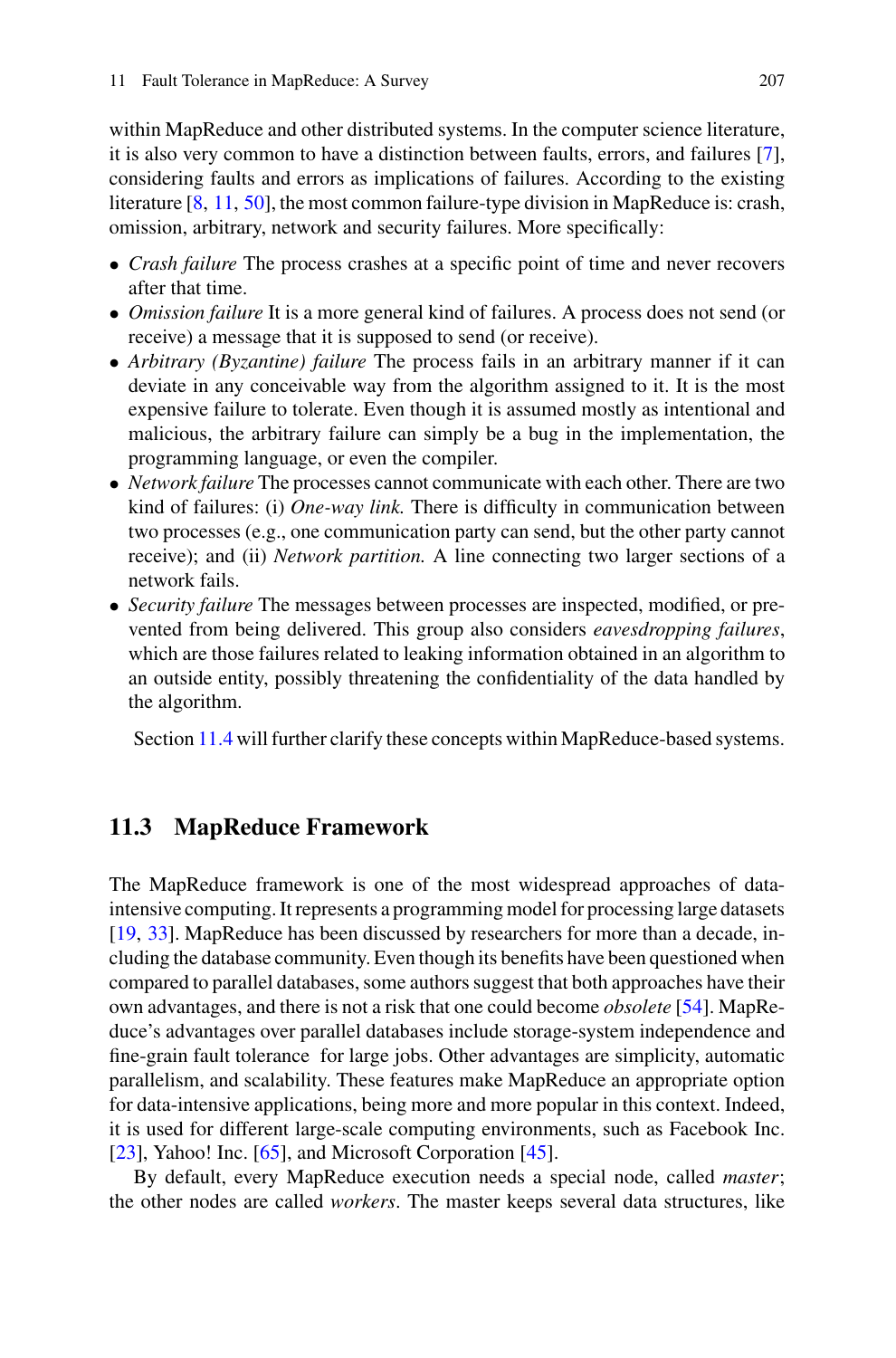within MapReduce and other distributed systems. In the computer science literature, it is also very common to have a distinction between faults, errors, and failures [7], considering faults and errors as implications of failures. According to the existing literature [8, 11, 50], the most common failure-type division in MapReduce is: crash, omission, arbitrary, network and security failures. More specifically:

- *Crash failure* The process crashes at a specific point of time and never recovers after that time.
- *Omission failure* It is a more general kind of failures. A process does not send (or receive) a message that it is supposed to send (or receive).
- *Arbitrary (Byzantine) failure* The process fails in an arbitrary manner if it can deviate in any conceivable way from the algorithm assigned to it. It is the most expensive failure to tolerate. Even though it is assumed mostly as intentional and malicious, the arbitrary failure can simply be a bug in the implementation, the programming language, or even the compiler.
- *Network failure* The processes cannot communicate with each other. There are two kind of failures: (i) *One-way link.* There is difficulty in communication between two processes (e.g., one communication party can send, but the other party cannot receive); and (ii) *Network partition.* A line connecting two larger sections of a network fails.
- *Security failure* The messages between processes are inspected, modified, or prevented from being delivered. This group also considers *eavesdropping failures*, which are those failures related to leaking information obtained in an algorithm to an outside entity, possibly threatening the confidentiality of the data handled by the algorithm.

Section 11.4 will further clarify these concepts within MapReduce-based systems.

## 11.3 MapReduce Framework

The MapReduce framework is one of the most widespread approaches of data-intensive computing. It represents a programming model for processing large datasets [19, 33]. MapReduce has been discussed by researchers for more than a decade, including the database community. Even though its benefits have been questioned when compared to parallel databases, some authors suggest that both approaches have their own advantages, and there is not a risk that one could become *obsolete* [54]. MapReduce's advantages over parallel databases include storage-system independence and fine-grain fault tolerance for large jobs. Other advantages are simplicity, automatic parallelism, and scalability. These features make MapReduce an appropriate option for data-intensive applications, being more and more popular in this context. Indeed, it is used for different large-scale computing environments, such as Facebook Inc. [23], Yahoo! Inc. [65], and Microsoft Corporation [45].

By default, every MapReduce execution needs a special node, called *master*; the other nodes are called *workers*. The master keeps several data structures, like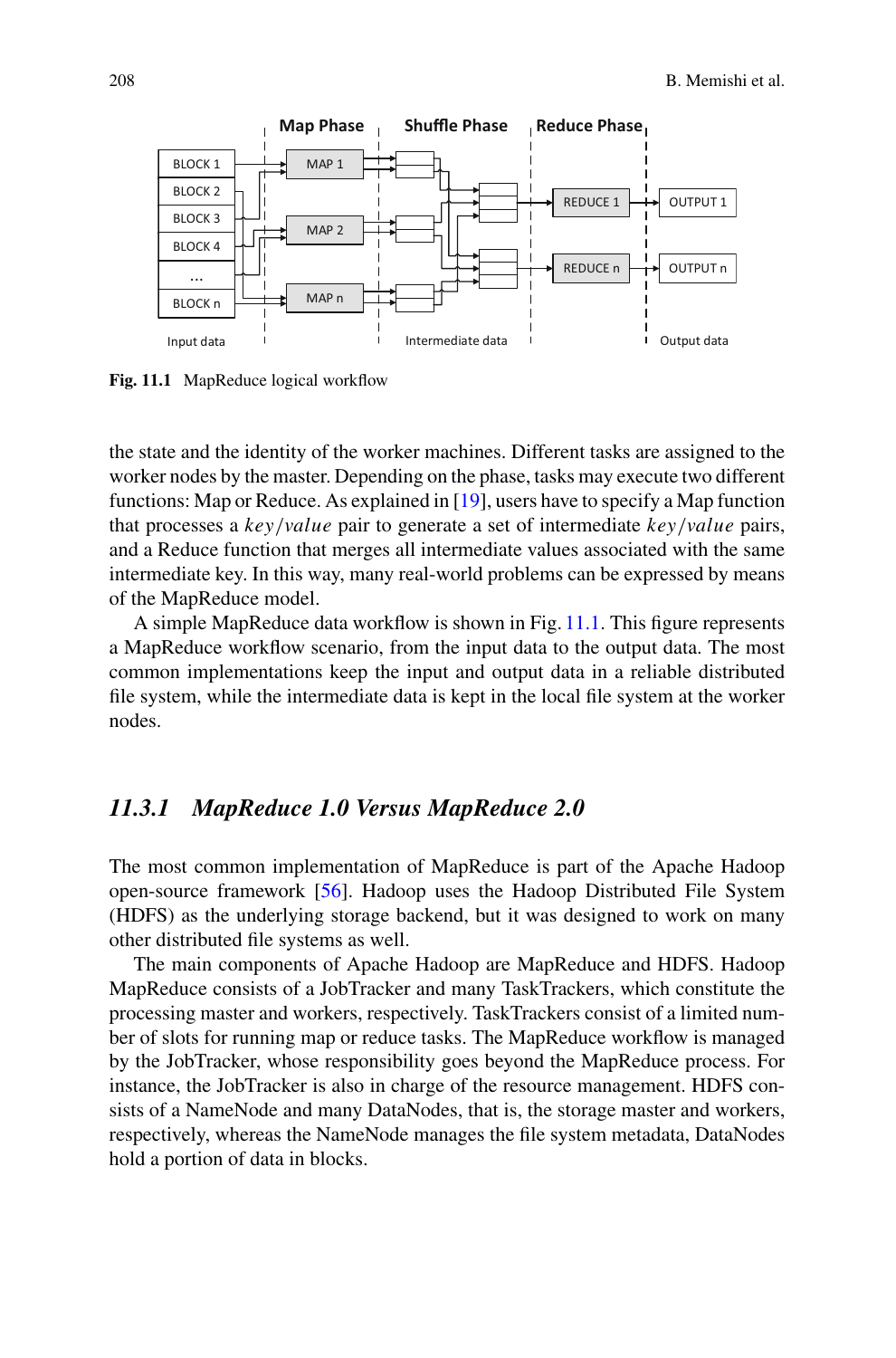Fig. 11.1 MapReduce logical workflow

the state and the identity of the worker machines. Different tasks are assigned to the worker nodes by the master. Depending on the phase, tasks may execute two different functions: Map or Reduce. As explained in [19], users have to specify a Map function that processes a $key/value$ pair to generate a set of intermediate $key/value$ pairs, and a Reduce function that merges all intermediate values associated with the same intermediate key. In this way, many real-world problems can be expressed by means of the MapReduce model.

A simple MapReduce data workflow is shown in Fig. 11.1. This figure represents a MapReduce workflow scenario, from the input data to the output data. The most common implementations keep the input and output data in a reliable distributed file system, while the intermediate data is kept in the local file system at the worker nodes.

### *11.3.1 MapReduce 1.0 Versus MapReduce 2.0*

The most common implementation of MapReduce is part of the Apache Hadoop open-source framework [56]. Hadoop uses the Hadoop Distributed File System (HDFS) as the underlying storage backend, but it was designed to work on many other distributed file systems as well.

The main components of Apache Hadoop are MapReduce and HDFS. Hadoop MapReduce consists of a JobTracker and many TaskTrackers, which constitute the processing master and workers, respectively. TaskTrackers consist of a limited number of slots for running map or reduce tasks. The MapReduce workflow is managed by the JobTracker, whose responsibility goes beyond the MapReduce process. For instance, the JobTracker is also in charge of the resource management. HDFS consists of a NameNode and many DataNodes, that is, the storage master and workers, respectively, whereas the NameNode manages the file system metadata, DataNodes hold a portion of data in blocks.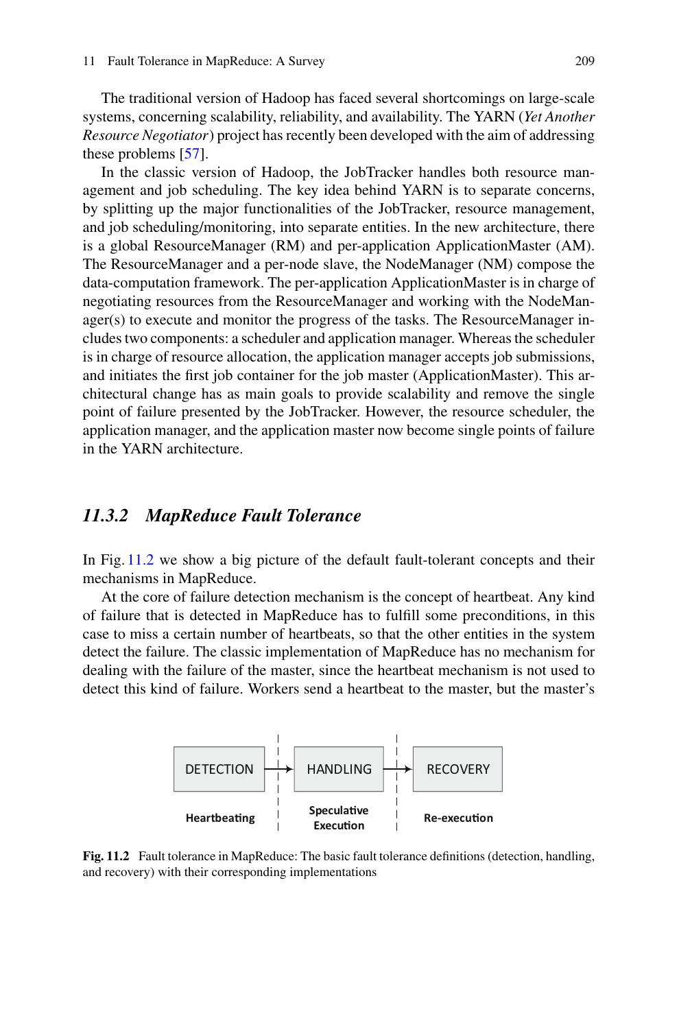The traditional version of Hadoop has faced several shortcomings on large-scale systems, concerning scalability, reliability, and availability. The YARN (*Yet Another Resource Negotiator*) project has recently been developed with the aim of addressing these problems [57].

In the classic version of Hadoop, the JobTracker handles both resource management and job scheduling. The key idea behind YARN is to separate concerns, by splitting up the major functionalities of the JobTracker, resource management, and job scheduling/monitoring, into separate entities. In the new architecture, there is a global ResourceManager (RM) and per-application ApplicationMaster (AM). The ResourceManager and a per-node slave, the NodeManager (NM) compose the data-computation framework. The per-application ApplicationMaster is in charge of negotiating resources from the ResourceManager and working with the NodeManager(s) to execute and monitor the progress of the tasks. The ResourceManager includes two components: a scheduler and application manager. Whereas the scheduler is in charge of resource allocation, the application manager accepts job submissions, and initiates the first job container for the job master (ApplicationMaster). This architectural change has as main goals to provide scalability and remove the single point of failure presented by the JobTracker. However, the resource scheduler, the application manager, and the application master now become single points of failure in the YARN architecture.

### *11.3.2 MapReduce Fault Tolerance*

In Fig. 11.2 we show a big picture of the default fault-tolerant concepts and their mechanisms in MapReduce.

At the core of failure detection mechanism is the concept of heartbeat. Any kind of failure that is detected in MapReduce has to fulfill some preconditions, in this case to miss a certain number of heartbeats, so that the other entities in the system detect the failure. The classic implementation of MapReduce has no mechanism for dealing with the failure of the master, since the heartbeat mechanism is not used to detect this kind of failure. Workers send a heartbeat to the master, but the master's

DETECTION
HANDLING
RECOVERY
Heartbeating
Speculative Execution
Re-execution

**Fig. 11.2** Fault tolerance in MapReduce: The basic fault tolerance definitions (detection, handling, and recovery) with their corresponding implementations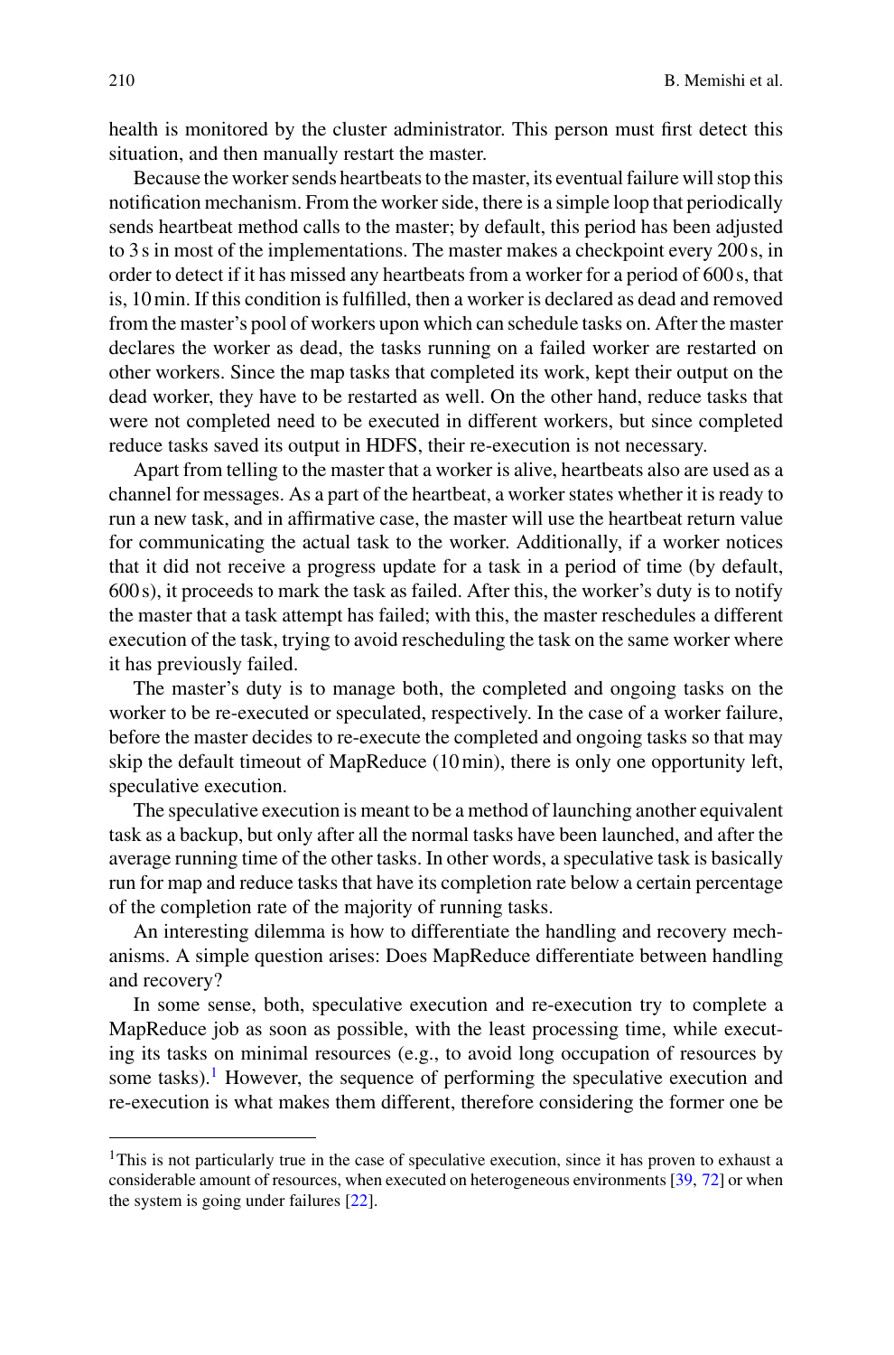health is monitored by the cluster administrator. This person must first detect this situation, and then manually restart the master.

Because the worker sends heartbeats to the master, its eventual failure will stop this notification mechanism. From the worker side, there is a simple loop that periodically sends heartbeat method calls to the master; by default, this period has been adjusted to 3 s in most of the implementations. The master makes a checkpoint every 200 s, in order to detect if it has missed any heartbeats from a worker for a period of 600 s, that is, 10 min. If this condition is fulfilled, then a worker is declared as dead and removed from the master's pool of workers upon which can schedule tasks on. After the master declares the worker as dead, the tasks running on a failed worker are restarted on other workers. Since the map tasks that completed its work, kept their output on the dead worker, they have to be restarted as well. On the other hand, reduce tasks that were not completed need to be executed in different workers, but since completed reduce tasks saved its output in HDFS, their re-execution is not necessary.

Apart from telling to the master that a worker is alive, heartbeats also are used as a channel for messages. As a part of the heartbeat, a worker states whether it is ready to run a new task, and in affirmative case, the master will use the heartbeat return value for communicating the actual task to the worker. Additionally, if a worker notices that it did not receive a progress update for a task in a period of time (by default, 600 s), it proceeds to mark the task as failed. After this, the worker's duty is to notify the master that a task attempt has failed; with this, the master reschedules a different execution of the task, trying to avoid rescheduling the task on the same worker where it has previously failed.

The master's duty is to manage both, the completed and ongoing tasks on the worker to be re-executed or speculated, respectively. In the case of a worker failure, before the master decides to re-execute the completed and ongoing tasks so that may skip the default timeout of MapReduce (10 min), there is only one opportunity left, speculative execution.

The speculative execution is meant to be a method of launching another equivalent task as a backup, but only after all the normal tasks have been launched, and after the average running time of the other tasks. In other words, a speculative task is basically run for map and reduce tasks that have its completion rate below a certain percentage of the completion rate of the majority of running tasks.

An interesting dilemma is how to differentiate the handling and recovery mechanisms. A simple question arises: Does MapReduce differentiate between handling and recovery?

In some sense, both, speculative execution and re-execution try to complete a MapReduce job as soon as possible, with the least processing time, while executing its tasks on minimal resources (e.g., to avoid long occupation of resources by some tasks).[1] However, the sequence of performing the speculative execution and re-execution is what makes them different, therefore considering the former one be

[1] This is not particularly true in the case of speculative execution, since it has proven to exhaust a considerable amount of resources, when executed on heterogeneous environments [39, 72] or when the system is going under failures [22].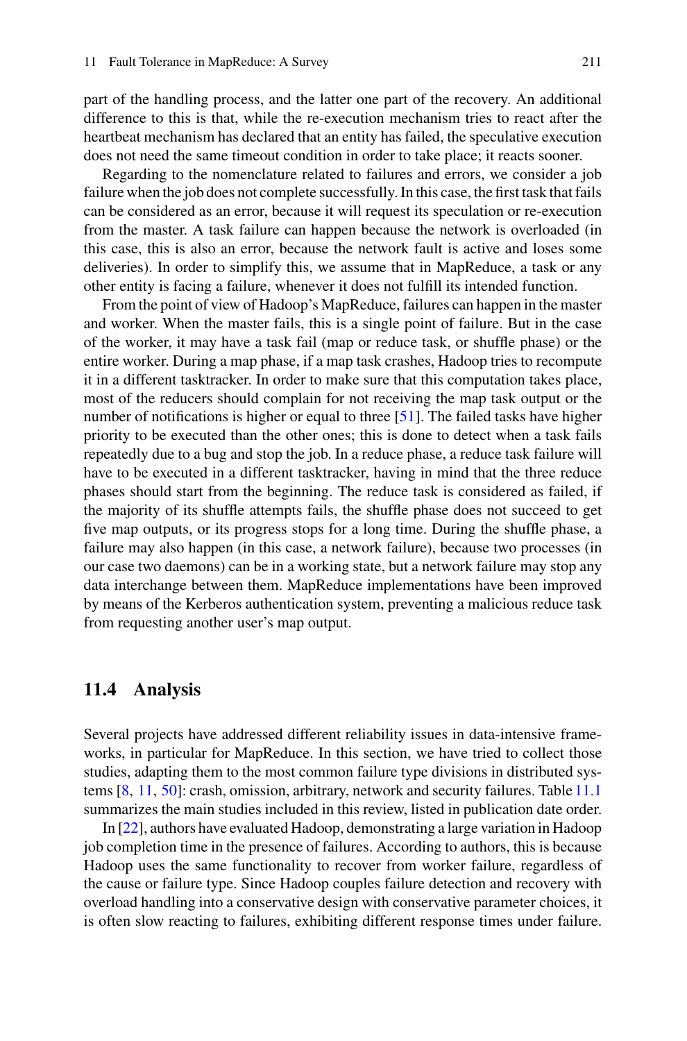part of the handling process, and the latter one part of the recovery. An additional difference to this is that, while the re-execution mechanism tries to react after the heartbeat mechanism has declared that an entity has failed, the speculative execution does not need the same timeout condition in order to take place; it reacts sooner.

Regarding to the nomenclature related to failures and errors, we consider a job failure when the job does not complete successfully. In this case, the first task that fails can be considered as an error, because it will request its speculation or re-execution from the master. A task failure can happen because the network is overloaded (in this case, this is also an error, because the network fault is active and loses some deliveries). In order to simplify this, we assume that in MapReduce, a task or any other entity is facing a failure, whenever it does not fulfill its intended function.

From the point of view of Hadoop's MapReduce, failures can happen in the master and worker. When the master fails, this is a single point of failure. But in the case of the worker, it may have a task fail (map or reduce task, or shuffle phase) or the entire worker. During a map phase, if a map task crashes, Hadoop tries to recompute it in a different tasktracker. In order to make sure that this computation takes place, most of the reducers should complain for not receiving the map task output or the number of notifications is higher or equal to three [51]. The failed tasks have higher priority to be executed than the other ones; this is done to detect when a task fails repeatedly due to a bug and stop the job. In a reduce phase, a reduce task failure will have to be executed in a different tasktracker, having in mind that the three reduce phases should start from the beginning. The reduce task is considered as failed, if the majority of its shuffle attempts fails, the shuffle phase does not succeed to get five map outputs, or its progress stops for a long time. During the shuffle phase, a failure may also happen (in this case, a network failure), because two processes (in our case two daemons) can be in a working state, but a network failure may stop any data interchange between them. MapReduce implementations have been improved by means of the Kerberos authentication system, preventing a malicious reduce task from requesting another user's map output.

## 11.4 Analysis

Several projects have addressed different reliability issues in data-intensive frameworks, in particular for MapReduce. In this section, we have tried to collect those studies, adapting them to the most common failure type divisions in distributed systems [8, 11, 50]: crash, omission, arbitrary, network and security failures. Table 11.1 summarizes the main studies included in this review, listed in publication date order.

In [22], authors have evaluated Hadoop, demonstrating a large variation in Hadoop job completion time in the presence of failures. According to authors, this is because Hadoop uses the same functionality to recover from worker failure, regardless of the cause or failure type. Since Hadoop couples failure detection and recovery with overload handling into a conservative design with conservative parameter choices, it is often slow reacting to failures, exhibiting different response times under failure.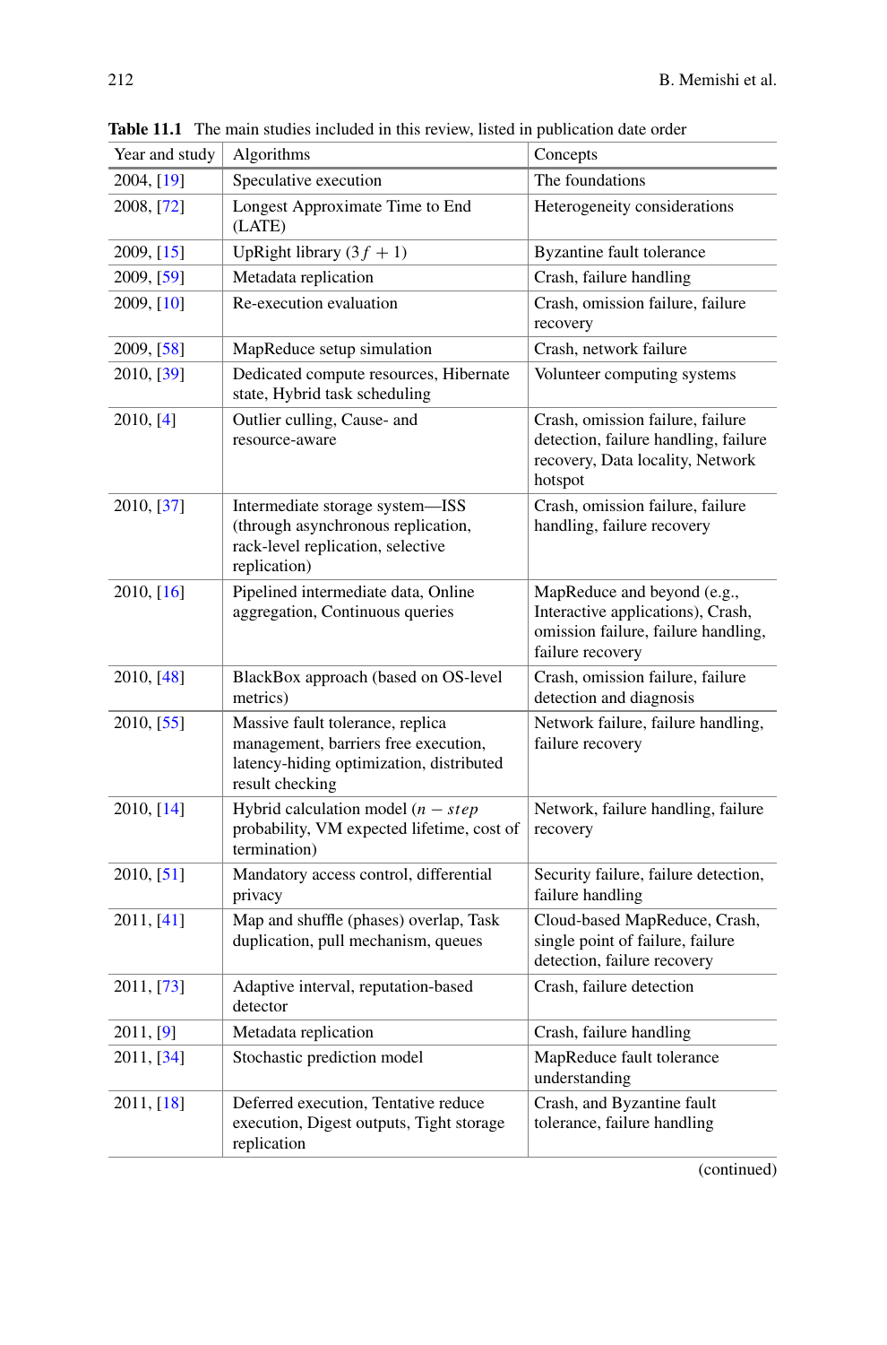**Table 11.1** The main studies included in this review, listed in publication date order

| Year and study | Algorithms | Concepts |
|---|---|---|
| 2004, [19] | Speculative execution | The foundations |
| 2008, [72] | Longest Approximate Time to End (LATE) | Heterogeneity considerations |
| 2009, [15] | UpRight library ($3f + 1$) | Byzantine fault tolerance |
| 2009, [59] | Metadata replication | Crash, failure handling |
| 2009, [10] | Re-execution evaluation | Crash, omission failure, failure recovery |
| 2009, [58] | MapReduce setup simulation | Crash, network failure |
| 2010, [39] | Dedicated compute resources, Hibernate state, Hybrid task scheduling | Volunteer computing systems |
| 2010, [4] | Outlier culling, Cause- and resource-aware | Crash, omission failure, failure detection, failure handling, failure recovery, Data locality, Network hotspot |
| 2010, [37] | Intermediate storage system—ISS (through asynchronous replication, rack-level replication, selective replication) | Crash, omission failure, failure handling, failure recovery |
| 2010, [16] | Pipelined intermediate data, Online aggregation, Continuous queries | MapReduce and beyond (e.g., Interactive applications), Crash, omission failure, failure handling, failure recovery |
| 2010, [48] | BlackBox approach (based on OS-level metrics) | Crash, omission failure, failure detection and diagnosis |
| 2010, [55] | Massive fault tolerance, replica management, barriers free execution, latency-hiding optimization, distributed result checking | Network failure, failure handling, failure recovery |
| 2010, [14] | Hybrid calculation model ($n - step$ probability, VM expected lifetime, cost of termination) | Network, failure handling, failure recovery |
| 2010, [51] | Mandatory access control, differential privacy | Security failure, failure detection, failure handling |
| 2011, [41] | Map and shuffle (phases) overlap, Task duplication, pull mechanism, queues | Cloud-based MapReduce, Crash, single point of failure, failure detection, failure recovery |
| 2011, [73] | Adaptive interval, reputation-based detector | Crash, failure detection |
| 2011, [9] | Metadata replication | Crash, failure handling |
| 2011, [34] | Stochastic prediction model | MapReduce fault tolerance understanding |
| 2011, [18] | Deferred execution, Tentative reduce execution, Digest outputs, Tight storage replication | Crash, and Byzantine fault tolerance, failure handling |

(continued)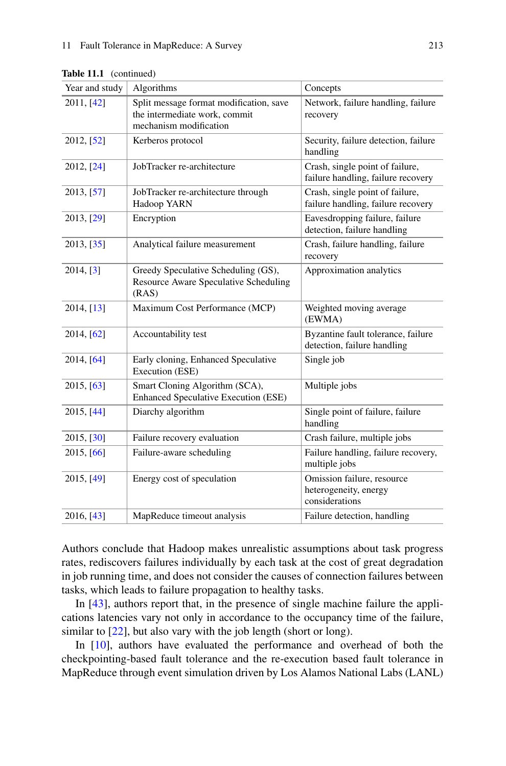**Table 11.1** (continued)

| Year and study | Algorithms | Concepts |
|---|---|---|
| 2011, [42] | Split message format modification, save the intermediate work, commit mechanism modification | Network, failure handling, failure recovery |
| 2012, [52] | Kerberos protocol | Security, failure detection, failure handling |
| 2012, [24] | JobTracker re-architecture | Crash, single point of failure, failure handling, failure recovery |
| 2013, [57] | JobTracker re-architecture through Hadoop YARN | Crash, single point of failure, failure handling, failure recovery |
| 2013, [29] | Encryption | Eavesdropping failure, failure detection, failure handling |
| 2013, [35] | Analytical failure measurement | Crash, failure handling, failure recovery |
| 2014, [3] | Greedy Speculative Scheduling (GS), Resource Aware Speculative Scheduling (RAS) | Approximation analytics |
| 2014, [13] | Maximum Cost Performance (MCP) | Weighted moving average (EWMA) |
| 2014, [62] | Accountability test | Byzantine fault tolerance, failure detection, failure handling |
| 2014, [64] | Early cloning, Enhanced Speculative Execution (ESE) | Single job |
| 2015, [63] | Smart Cloning Algorithm (SCA), Enhanced Speculative Execution (ESE) | Multiple jobs |
| 2015, [44] | Diarchy algorithm | Single point of failure, failure handling |
| 2015, [30] | Failure recovery evaluation | Crash failure, multiple jobs |
| 2015, [66] | Failure-aware scheduling | Failure handling, failure recovery, multiple jobs |
| 2015, [49] | Energy cost of speculation | Omission failure, resource heterogeneity, energy considerations |
| 2016, [43] | MapReduce timeout analysis | Failure detection, handling |

Authors conclude that Hadoop makes unrealistic assumptions about task progress rates, rediscovers failures individually by each task at the cost of great degradation in job running time, and does not consider the causes of connection failures between tasks, which leads to failure propagation to healthy tasks.

In [43], authors report that, in the presence of single machine failure the applications latencies vary not only in accordance to the occupancy time of the failure, similar to [22], but also vary with the job length (short or long).

In [10], authors have evaluated the performance and overhead of both the checkpointing-based fault tolerance and the re-execution based fault tolerance in MapReduce through event simulation driven by Los Alamos National Labs (LANL)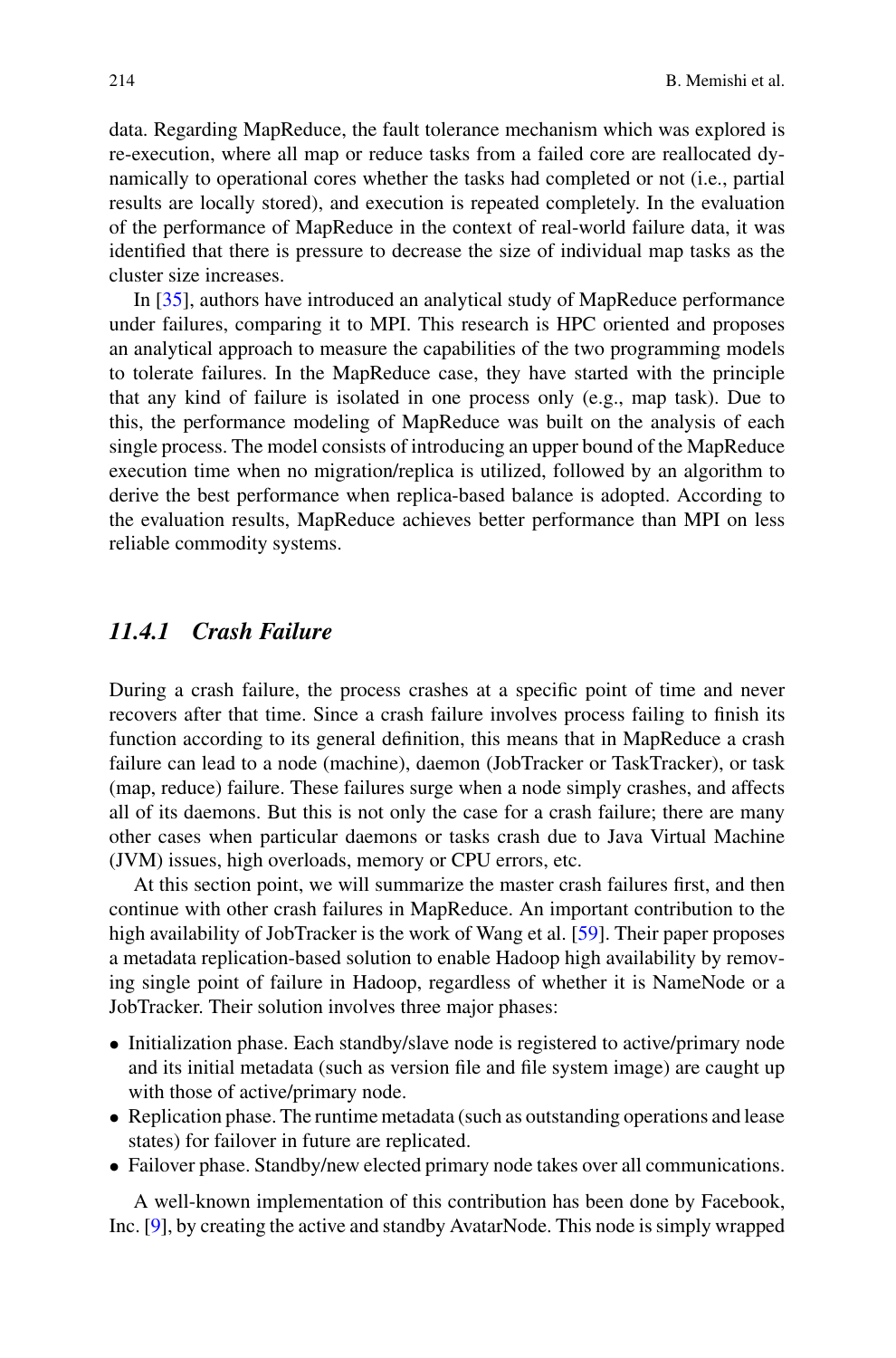data. Regarding MapReduce, the fault tolerance mechanism which was explored is re-execution, where all map or reduce tasks from a failed core are reallocated dynamically to operational cores whether the tasks had completed or not (i.e., partial results are locally stored), and execution is repeated completely. In the evaluation of the performance of MapReduce in the context of real-world failure data, it was identified that there is pressure to decrease the size of individual map tasks as the cluster size increases.

In [35], authors have introduced an analytical study of MapReduce performance under failures, comparing it to MPI. This research is HPC oriented and proposes an analytical approach to measure the capabilities of the two programming models to tolerate failures. In the MapReduce case, they have started with the principle that any kind of failure is isolated in one process only (e.g., map task). Due to this, the performance modeling of MapReduce was built on the analysis of each single process. The model consists of introducing an upper bound of the MapReduce execution time when no migration/replica is utilized, followed by an algorithm to derive the best performance when replica-based balance is adopted. According to the evaluation results, MapReduce achieves better performance than MPI on less reliable commodity systems.

### *11.4.1 Crash Failure*

During a crash failure, the process crashes at a specific point of time and never recovers after that time. Since a crash failure involves process failing to finish its function according to its general definition, this means that in MapReduce a crash failure can lead to a node (machine), daemon (JobTracker or TaskTracker), or task (map, reduce) failure. These failures surge when a node simply crashes, and affects all of its daemons. But this is not only the case for a crash failure; there are many other cases when particular daemons or tasks crash due to Java Virtual Machine (JVM) issues, high overloads, memory or CPU errors, etc.

At this section point, we will summarize the master crash failures first, and then continue with other crash failures in MapReduce. An important contribution to the high availability of JobTracker is the work of Wang et al. [59]. Their paper proposes a metadata replication-based solution to enable Hadoop high availability by removing single point of failure in Hadoop, regardless of whether it is NameNode or a JobTracker. Their solution involves three major phases:

- Initialization phase. Each standby/slave node is registered to active/primary node and its initial metadata (such as version file and file system image) are caught up with those of active/primary node.
- Replication phase. The runtime metadata (such as outstanding operations and lease states) for failover in future are replicated.
- Failover phase. Standby/new elected primary node takes over all communications.

A well-known implementation of this contribution has been done by Facebook, Inc. [9], by creating the active and standby AvatarNode. This node is simply wrapped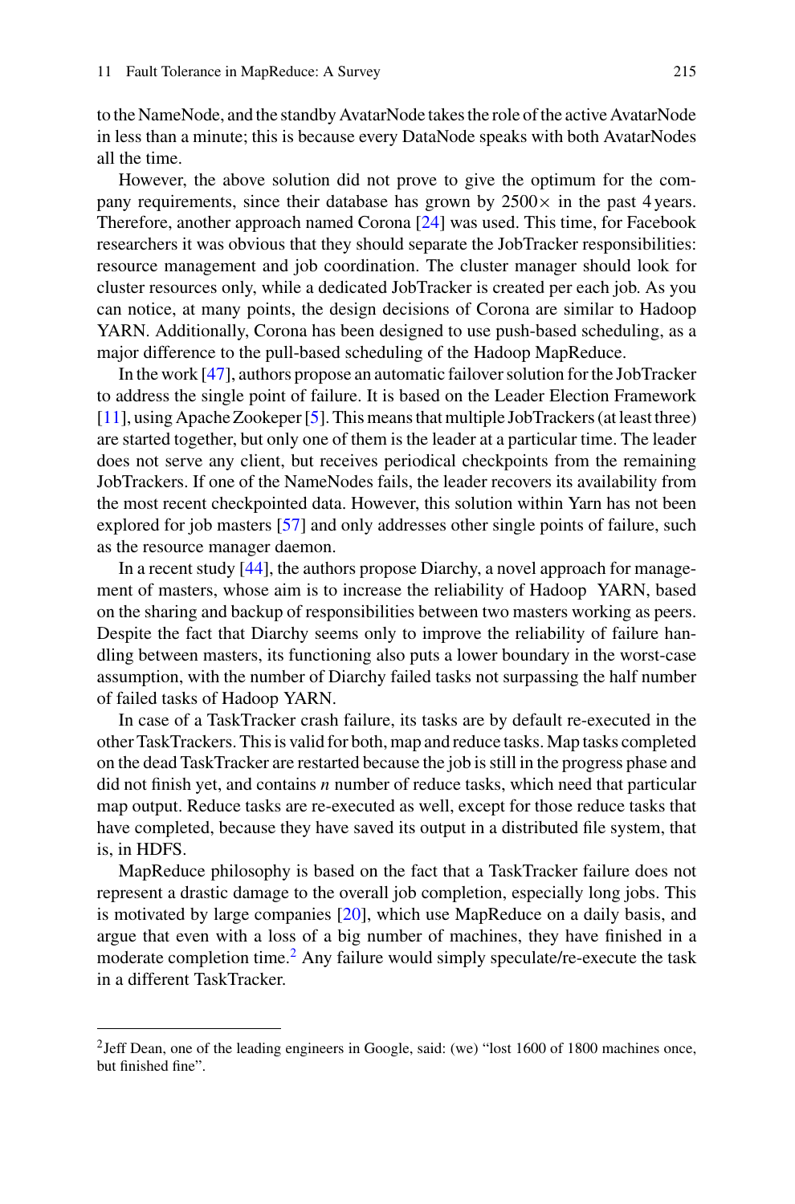to the NameNode, and the standby AvatarNode takes the role of the active AvatarNode in less than a minute; this is because every DataNode speaks with both AvatarNodes all the time.

However, the above solution did not prove to give the optimum for the company requirements, since their database has grown by 2500× in the past 4 years. Therefore, another approach named Corona [24] was used. This time, for Facebook researchers it was obvious that they should separate the JobTracker responsibilities: resource management and job coordination. The cluster manager should look for cluster resources only, while a dedicated JobTracker is created per each job. As you can notice, at many points, the design decisions of Corona are similar to Hadoop YARN. Additionally, Corona has been designed to use push-based scheduling, as a major difference to the pull-based scheduling of the Hadoop MapReduce.

In the work [47], authors propose an automatic failover solution for the JobTracker to address the single point of failure. It is based on the Leader Election Framework [11], using Apache Zookeper [5]. This means that multiple JobTrackers (at least three) are started together, but only one of them is the leader at a particular time. The leader does not serve any client, but receives periodical checkpoints from the remaining JobTrackers. If one of the NameNodes fails, the leader recovers its availability from the most recent checkpointed data. However, this solution within Yarn has not been explored for job masters [57] and only addresses other single points of failure, such as the resource manager daemon.

In a recent study [44], the authors propose Diarchy, a novel approach for management of masters, whose aim is to increase the reliability of Hadoop YARN, based on the sharing and backup of responsibilities between two masters working as peers. Despite the fact that Diarchy seems only to improve the reliability of failure handling between masters, its functioning also puts a lower boundary in the worst-case assumption, with the number of Diarchy failed tasks not surpassing the half number of failed tasks of Hadoop YARN.

In case of a TaskTracker crash failure, its tasks are by default re-executed in the other TaskTrackers. This is valid for both, map and reduce tasks. Map tasks completed on the dead TaskTracker are restarted because the job is still in the progress phase and did not finish yet, and contains $n$ number of reduce tasks, which need that particular map output. Reduce tasks are re-executed as well, except for those reduce tasks that have completed, because they have saved its output in a distributed file system, that is, in HDFS.

MapReduce philosophy is based on the fact that a TaskTracker failure does not represent a drastic damage to the overall job completion, especially long jobs. This is motivated by large companies [20], which use MapReduce on a daily basis, and argue that even with a loss of a big number of machines, they have finished in a moderate completion time.[2] Any failure would simply speculate/re-execute the task in a different TaskTracker.

---

[2] Jeff Dean, one of the leading engineers in Google, said: (we) "lost 1600 of 1800 machines once, but finished fine".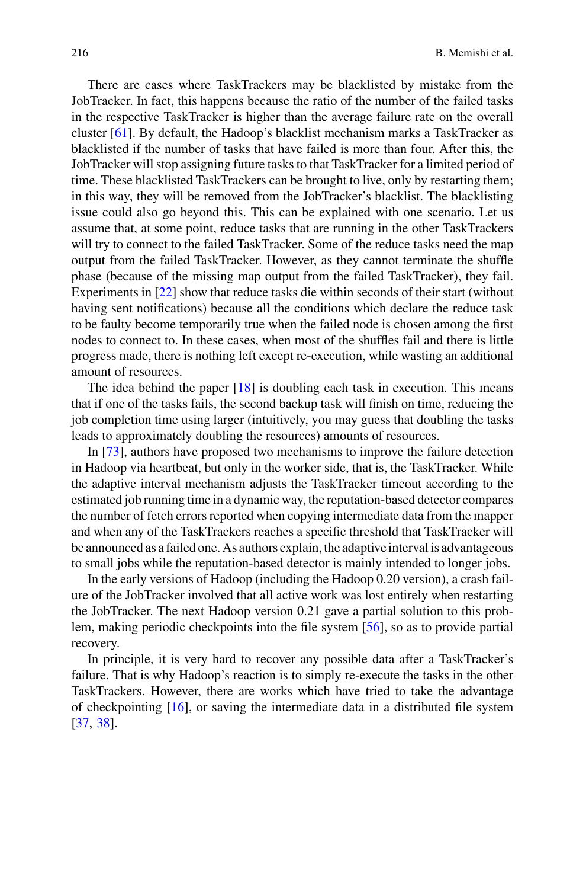There are cases where TaskTrackers may be blacklisted by mistake from the JobTracker. In fact, this happens because the ratio of the number of the failed tasks in the respective TaskTracker is higher than the average failure rate on the overall cluster [61]. By default, the Hadoop's blacklist mechanism marks a TaskTracker as blacklisted if the number of tasks that have failed is more than four. After this, the JobTracker will stop assigning future tasks to that TaskTracker for a limited period of time. These blacklisted TaskTrackers can be brought to live, only by restarting them; in this way, they will be removed from the JobTracker's blacklist. The blacklisting issue could also go beyond this. This can be explained with one scenario. Let us assume that, at some point, reduce tasks that are running in the other TaskTrackers will try to connect to the failed TaskTracker. Some of the reduce tasks need the map output from the failed TaskTracker. However, as they cannot terminate the shuffle phase (because of the missing map output from the failed TaskTracker), they fail. Experiments in [22] show that reduce tasks die within seconds of their start (without having sent notifications) because all the conditions which declare the reduce task to be faulty become temporarily true when the failed node is chosen among the first nodes to connect to. In these cases, when most of the shuffles fail and there is little progress made, there is nothing left except re-execution, while wasting an additional amount of resources.

The idea behind the paper [18] is doubling each task in execution. This means that if one of the tasks fails, the second backup task will finish on time, reducing the job completion time using larger (intuitively, you may guess that doubling the tasks leads to approximately doubling the resources) amounts of resources.

In [73], authors have proposed two mechanisms to improve the failure detection in Hadoop via heartbeat, but only in the worker side, that is, the TaskTracker. While the adaptive interval mechanism adjusts the TaskTracker timeout according to the estimated job running time in a dynamic way, the reputation-based detector compares the number of fetch errors reported when copying intermediate data from the mapper and when any of the TaskTrackers reaches a specific threshold that TaskTracker will be announced as a failed one. As authors explain, the adaptive interval is advantageous to small jobs while the reputation-based detector is mainly intended to longer jobs.

In the early versions of Hadoop (including the Hadoop 0.20 version), a crash failure of the JobTracker involved that all active work was lost entirely when restarting the JobTracker. The next Hadoop version 0.21 gave a partial solution to this problem, making periodic checkpoints into the file system [56], so as to provide partial recovery.

In principle, it is very hard to recover any possible data after a TaskTracker's failure. That is why Hadoop's reaction is to simply re-execute the tasks in the other TaskTrackers. However, there are works which have tried to take the advantage of checkpointing [16], or saving the intermediate data in a distributed file system [37, 38].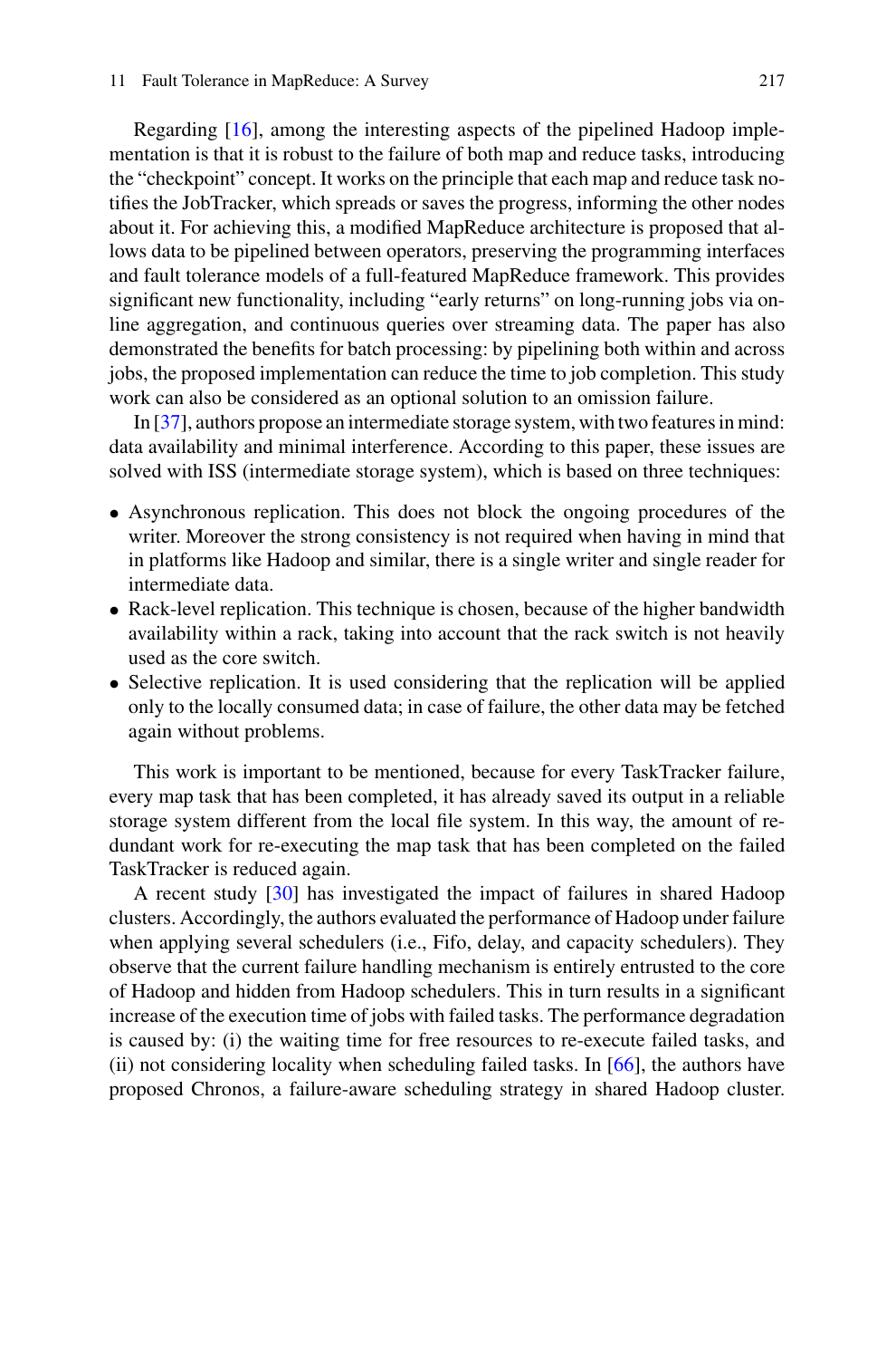Regarding [16], among the interesting aspects of the pipelined Hadoop implementation is that it is robust to the failure of both map and reduce tasks, introducing the "checkpoint" concept. It works on the principle that each map and reduce task notifies the JobTracker, which spreads or saves the progress, informing the other nodes about it. For achieving this, a modified MapReduce architecture is proposed that allows data to be pipelined between operators, preserving the programming interfaces and fault tolerance models of a full-featured MapReduce framework. This provides significant new functionality, including "early returns" on long-running jobs via online aggregation, and continuous queries over streaming data. The paper has also demonstrated the benefits for batch processing: by pipelining both within and across jobs, the proposed implementation can reduce the time to job completion. This study work can also be considered as an optional solution to an omission failure.

In [37], authors propose an intermediate storage system, with two features in mind: data availability and minimal interference. According to this paper, these issues are solved with ISS (intermediate storage system), which is based on three techniques:

- Asynchronous replication. This does not block the ongoing procedures of the writer. Moreover the strong consistency is not required when having in mind that in platforms like Hadoop and similar, there is a single writer and single reader for intermediate data.
- Rack-level replication. This technique is chosen, because of the higher bandwidth availability within a rack, taking into account that the rack switch is not heavily used as the core switch.
- Selective replication. It is used considering that the replication will be applied only to the locally consumed data; in case of failure, the other data may be fetched again without problems.

This work is important to be mentioned, because for every TaskTracker failure, every map task that has been completed, it has already saved its output in a reliable storage system different from the local file system. In this way, the amount of redundant work for re-executing the map task that has been completed on the failed TaskTracker is reduced again.

A recent study [30] has investigated the impact of failures in shared Hadoop clusters. Accordingly, the authors evaluated the performance of Hadoop under failure when applying several schedulers (i.e., Fifo, delay, and capacity schedulers). They observe that the current failure handling mechanism is entirely entrusted to the core of Hadoop and hidden from Hadoop schedulers. This in turn results in a significant increase of the execution time of jobs with failed tasks. The performance degradation is caused by: (i) the waiting time for free resources to re-execute failed tasks, and (ii) not considering locality when scheduling failed tasks. In [66], the authors have proposed Chronos, a failure-aware scheduling strategy in shared Hadoop cluster.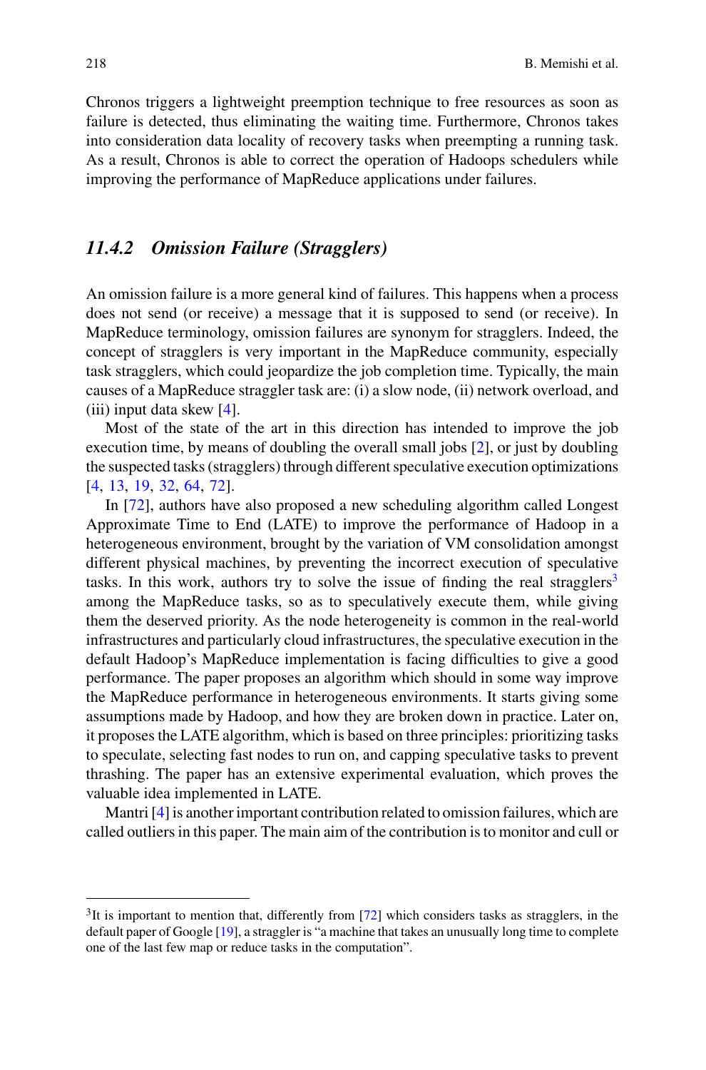Chronos triggers a lightweight preemption technique to free resources as soon as failure is detected, thus eliminating the waiting time. Furthermore, Chronos takes into consideration data locality of recovery tasks when preempting a running task. As a result, Chronos is able to correct the operation of Hadoops schedulers while improving the performance of MapReduce applications under failures.

### *11.4.2 Omission Failure (Stragglers)*

An omission failure is a more general kind of failures. This happens when a process does not send (or receive) a message that it is supposed to send (or receive). In MapReduce terminology, omission failures are synonym for stragglers. Indeed, the concept of stragglers is very important in the MapReduce community, especially task stragglers, which could jeopardize the job completion time. Typically, the main causes of a MapReduce straggler task are: (i) a slow node, (ii) network overload, and (iii) input data skew [4].

Most of the state of the art in this direction has intended to improve the job execution time, by means of doubling the overall small jobs [2], or just by doubling the suspected tasks (stragglers) through different speculative execution optimizations [4, 13, 19, 32, 64, 72].

In [72], authors have also proposed a new scheduling algorithm called Longest Approximate Time to End (LATE) to improve the performance of Hadoop in a heterogeneous environment, brought by the variation of VM consolidation amongst different physical machines, by preventing the incorrect execution of speculative tasks. In this work, authors try to solve the issue of finding the real stragglers[3] among the MapReduce tasks, so as to speculatively execute them, while giving them the deserved priority. As the node heterogeneity is common in the real-world infrastructures and particularly cloud infrastructures, the speculative execution in the default Hadoop's MapReduce implementation is facing difficulties to give a good performance. The paper proposes an algorithm which should in some way improve the MapReduce performance in heterogeneous environments. It starts giving some assumptions made by Hadoop, and how they are broken down in practice. Later on, it proposes the LATE algorithm, which is based on three principles: prioritizing tasks to speculate, selecting fast nodes to run on, and capping speculative tasks to prevent thrashing. The paper has an extensive experimental evaluation, which proves the valuable idea implemented in LATE.

Mantri [4] is another important contribution related to omission failures, which are called outliers in this paper. The main aim of the contribution is to monitor and cull or

---

[3] It is important to mention that, differently from [72] which considers tasks as stragglers, in the default paper of Google [19], a straggler is "a machine that takes an unusually long time to complete one of the last few map or reduce tasks in the computation".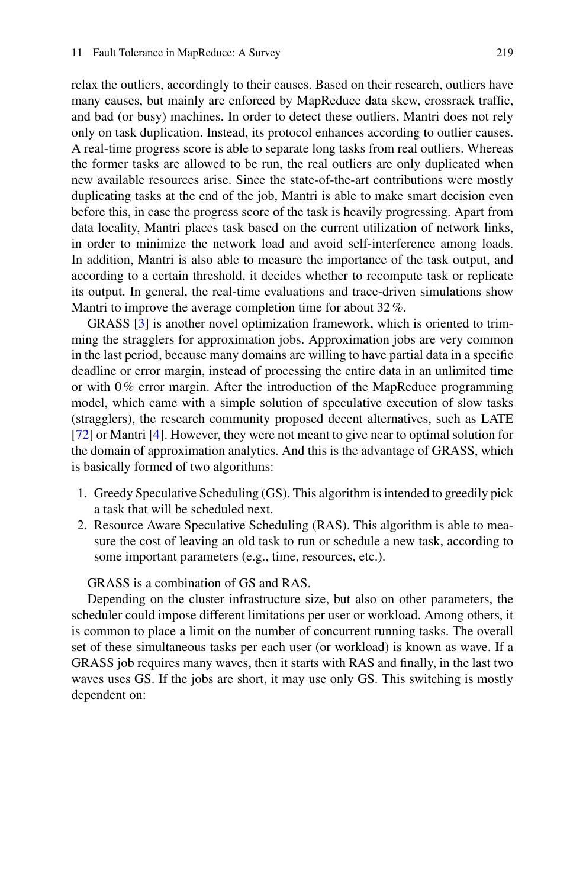relax the outliers, accordingly to their causes. Based on their research, outliers have many causes, but mainly are enforced by MapReduce data skew, crossrack traffic, and bad (or busy) machines. In order to detect these outliers, Mantri does not rely only on task duplication. Instead, its protocol enhances according to outlier causes. A real-time progress score is able to separate long tasks from real outliers. Whereas the former tasks are allowed to be run, the real outliers are only duplicated when new available resources arise. Since the state-of-the-art contributions were mostly duplicating tasks at the end of the job, Mantri is able to make smart decision even before this, in case the progress score of the task is heavily progressing. Apart from data locality, Mantri places task based on the current utilization of network links, in order to minimize the network load and avoid self-interference among loads. In addition, Mantri is also able to measure the importance of the task output, and according to a certain threshold, it decides whether to recompute task or replicate its output. In general, the real-time evaluations and trace-driven simulations show Mantri to improve the average completion time for about 32 %.

GRASS [3] is another novel optimization framework, which is oriented to trimming the stragglers for approximation jobs. Approximation jobs are very common in the last period, because many domains are willing to have partial data in a specific deadline or error margin, instead of processing the entire data in an unlimited time or with 0 % error margin. After the introduction of the MapReduce programming model, which came with a simple solution of speculative execution of slow tasks (stragglers), the research community proposed decent alternatives, such as LATE [72] or Mantri [4]. However, they were not meant to give near to optimal solution for the domain of approximation analytics. And this is the advantage of GRASS, which is basically formed of two algorithms:

1. Greedy Speculative Scheduling (GS). This algorithm is intended to greedily pick a task that will be scheduled next.
2. Resource Aware Speculative Scheduling (RAS). This algorithm is able to measure the cost of leaving an old task to run or schedule a new task, according to some important parameters (e.g., time, resources, etc.).

GRASS is a combination of GS and RAS.

Depending on the cluster infrastructure size, but also on other parameters, the scheduler could impose different limitations per user or workload. Among others, it is common to place a limit on the number of concurrent running tasks. The overall set of these simultaneous tasks per each user (or workload) is known as wave. If a GRASS job requires many waves, then it starts with RAS and finally, in the last two waves uses GS. If the jobs are short, it may use only GS. This switching is mostly dependent on: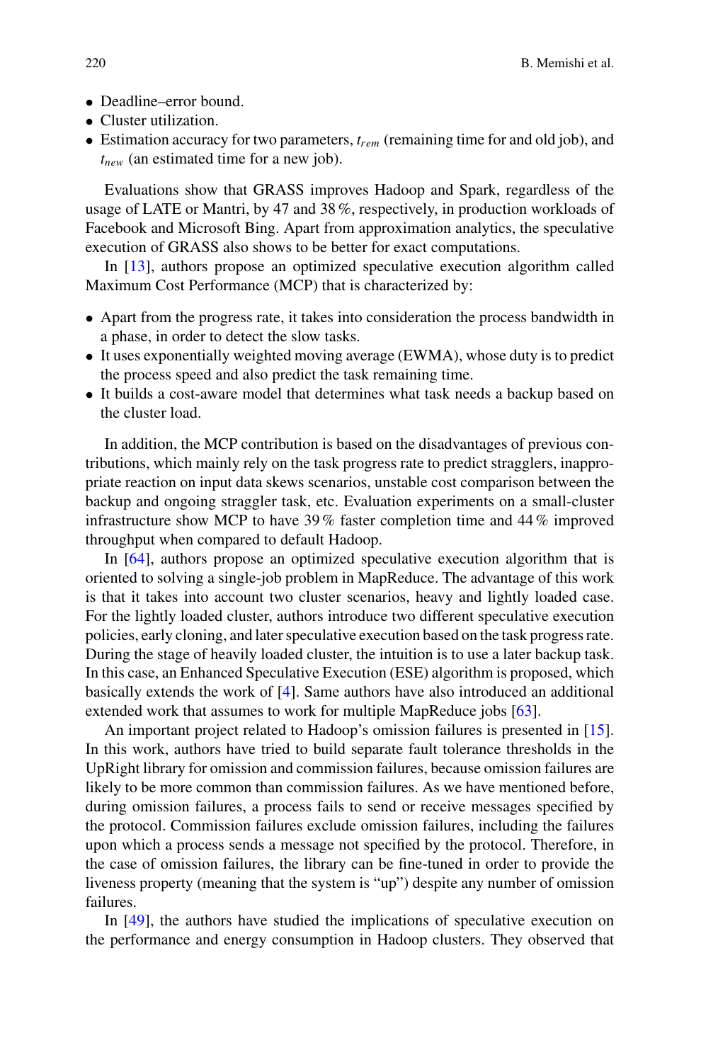- Deadline–error bound.
- Cluster utilization.
- Estimation accuracy for two parameters, $t_{rem}$ (remaining time for and old job), and $t_{new}$ (an estimated time for a new job).

Evaluations show that GRASS improves Hadoop and Spark, regardless of the usage of LATE or Mantri, by 47 and 38 %, respectively, in production workloads of Facebook and Microsoft Bing. Apart from approximation analytics, the speculative execution of GRASS also shows to be better for exact computations.

In [13], authors propose an optimized speculative execution algorithm called Maximum Cost Performance (MCP) that is characterized by:

- Apart from the progress rate, it takes into consideration the process bandwidth in a phase, in order to detect the slow tasks.
- It uses exponentially weighted moving average (EWMA), whose duty is to predict the process speed and also predict the task remaining time.
- It builds a cost-aware model that determines what task needs a backup based on the cluster load.

In addition, the MCP contribution is based on the disadvantages of previous contributions, which mainly rely on the task progress rate to predict stragglers, inappropriate reaction on input data skews scenarios, unstable cost comparison between the backup and ongoing straggler task, etc. Evaluation experiments on a small-cluster infrastructure show MCP to have 39 % faster completion time and 44 % improved throughput when compared to default Hadoop.

In [64], authors propose an optimized speculative execution algorithm that is oriented to solving a single-job problem in MapReduce. The advantage of this work is that it takes into account two cluster scenarios, heavy and lightly loaded case. For the lightly loaded cluster, authors introduce two different speculative execution policies, early cloning, and later speculative execution based on the task progress rate. During the stage of heavily loaded cluster, the intuition is to use a later backup task. In this case, an Enhanced Speculative Execution (ESE) algorithm is proposed, which basically extends the work of [4]. Same authors have also introduced an additional extended work that assumes to work for multiple MapReduce jobs [63].

An important project related to Hadoop's omission failures is presented in [15]. In this work, authors have tried to build separate fault tolerance thresholds in the UpRight library for omission and commission failures, because omission failures are likely to be more common than commission failures. As we have mentioned before, during omission failures, a process fails to send or receive messages specified by the protocol. Commission failures exclude omission failures, including the failures upon which a process sends a message not specified by the protocol. Therefore, in the case of omission failures, the library can be fine-tuned in order to provide the liveness property (meaning that the system is "up") despite any number of omission failures.

In [49], the authors have studied the implications of speculative execution on the performance and energy consumption in Hadoop clusters. They observed that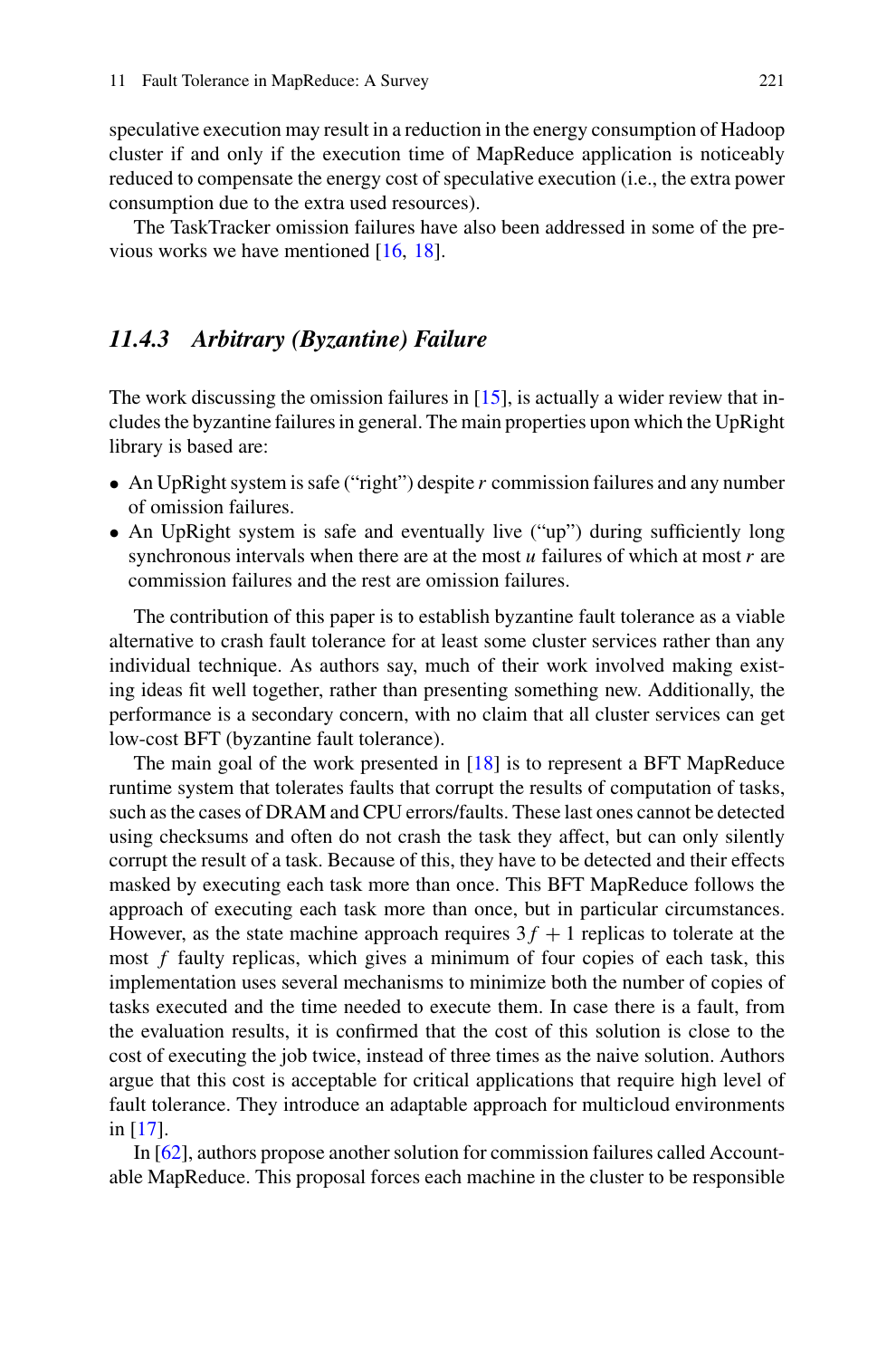speculative execution may result in a reduction in the energy consumption of Hadoop cluster if and only if the execution time of MapReduce application is noticeably reduced to compensate the energy cost of speculative execution (i.e., the extra power consumption due to the extra used resources).

The TaskTracker omission failures have also been addressed in some of the previous works we have mentioned [16, 18].

### *11.4.3 Arbitrary (Byzantine) Failure*

The work discussing the omission failures in [15], is actually a wider review that includes the byzantine failures in general. The main properties upon which the UpRight library is based are:

- An UpRight system is safe ("right") despite $r$ commission failures and any number of omission failures.
- An UpRight system is safe and eventually live ("up") during sufficiently long synchronous intervals when there are at the most $u$ failures of which at most $r$ are commission failures and the rest are omission failures.

The contribution of this paper is to establish byzantine fault tolerance as a viable alternative to crash fault tolerance for at least some cluster services rather than any individual technique. As authors say, much of their work involved making existing ideas fit well together, rather than presenting something new. Additionally, the performance is a secondary concern, with no claim that all cluster services can get low-cost BFT (byzantine fault tolerance).

The main goal of the work presented in [18] is to represent a BFT MapReduce runtime system that tolerates faults that corrupt the results of computation of tasks, such as the cases of DRAM and CPU errors/faults. These last ones cannot be detected using checksums and often do not crash the task they affect, but can only silently corrupt the result of a task. Because of this, they have to be detected and their effects masked by executing each task more than once. This BFT MapReduce follows the approach of executing each task more than once, but in particular circumstances. However, as the state machine approach requires $3f + 1$ replicas to tolerate at the most $f$ faulty replicas, which gives a minimum of four copies of each task, this implementation uses several mechanisms to minimize both the number of copies of tasks executed and the time needed to execute them. In case there is a fault, from the evaluation results, it is confirmed that the cost of this solution is close to the cost of executing the job twice, instead of three times as the naive solution. Authors argue that this cost is acceptable for critical applications that require high level of fault tolerance. They introduce an adaptable approach for multicloud environments in [17].

In [62], authors propose another solution for commission failures called Accountable MapReduce. This proposal forces each machine in the cluster to be responsible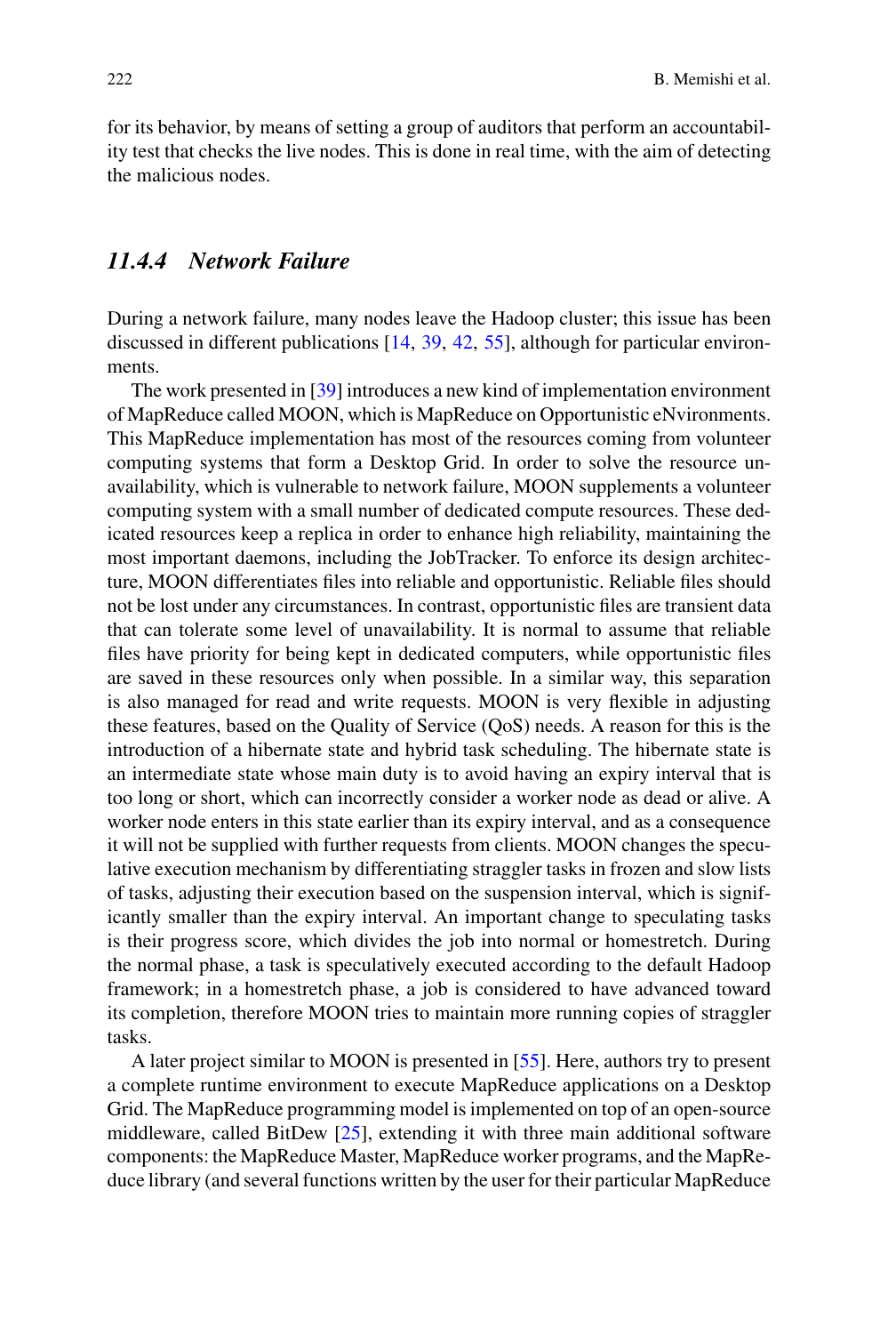for its behavior, by means of setting a group of auditors that perform an accountability test that checks the live nodes. This is done in real time, with the aim of detecting the malicious nodes.

### *11.4.4 Network Failure*

During a network failure, many nodes leave the Hadoop cluster; this issue has been discussed in different publications [14, 39, 42, 55], although for particular environments.

The work presented in [39] introduces a new kind of implementation environment of MapReduce called MOON, which is MapReduce on Opportunistic eNvironments. This MapReduce implementation has most of the resources coming from volunteer computing systems that form a Desktop Grid. In order to solve the resource unavailability, which is vulnerable to network failure, MOON supplements a volunteer computing system with a small number of dedicated compute resources. These dedicated resources keep a replica in order to enhance high reliability, maintaining the most important daemons, including the JobTracker. To enforce its design architecture, MOON differentiates files into reliable and opportunistic. Reliable files should not be lost under any circumstances. In contrast, opportunistic files are transient data that can tolerate some level of unavailability. It is normal to assume that reliable files have priority for being kept in dedicated computers, while opportunistic files are saved in these resources only when possible. In a similar way, this separation is also managed for read and write requests. MOON is very flexible in adjusting these features, based on the Quality of Service (QoS) needs. A reason for this is the introduction of a hibernate state and hybrid task scheduling. The hibernate state is an intermediate state whose main duty is to avoid having an expiry interval that is too long or short, which can incorrectly consider a worker node as dead or alive. A worker node enters in this state earlier than its expiry interval, and as a consequence it will not be supplied with further requests from clients. MOON changes the speculative execution mechanism by differentiating straggler tasks in frozen and slow lists of tasks, adjusting their execution based on the suspension interval, which is significantly smaller than the expiry interval. An important change to speculating tasks is their progress score, which divides the job into normal or homestretch. During the normal phase, a task is speculatively executed according to the default Hadoop framework; in a homestretch phase, a job is considered to have advanced toward its completion, therefore MOON tries to maintain more running copies of straggler tasks.

A later project similar to MOON is presented in [55]. Here, authors try to present a complete runtime environment to execute MapReduce applications on a Desktop Grid. The MapReduce programming model is implemented on top of an open-source middleware, called BitDew [25], extending it with three main additional software components: the MapReduce Master, MapReduce worker programs, and the MapReduce library (and several functions written by the user for their particular MapReduce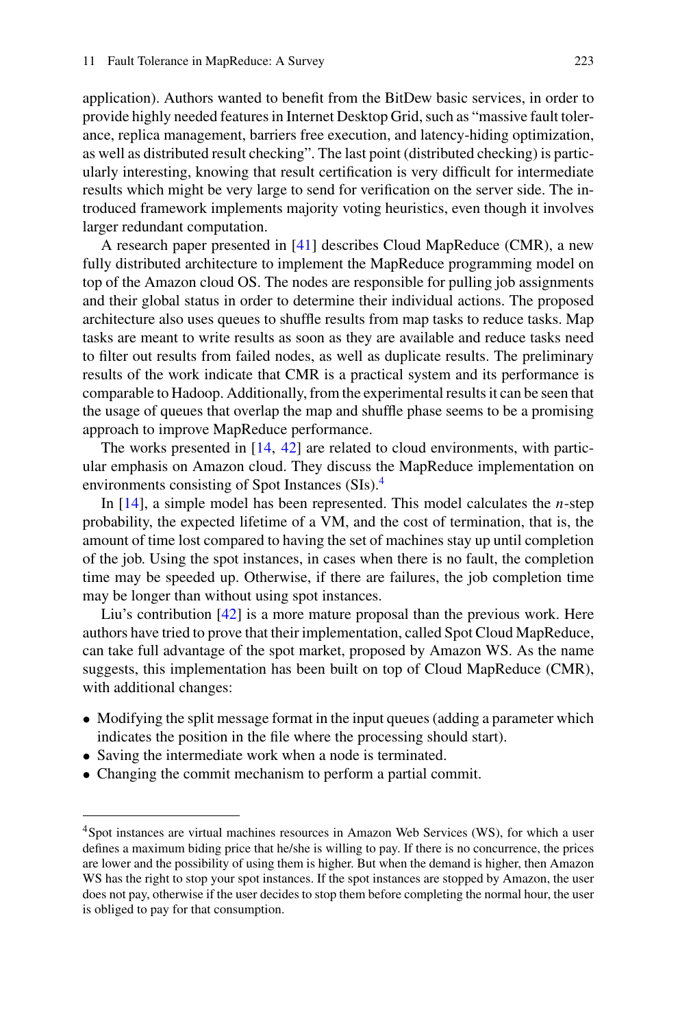application). Authors wanted to benefit from the BitDew basic services, in order to provide highly needed features in Internet Desktop Grid, such as "massive fault tolerance, replica management, barriers free execution, and latency-hiding optimization, as well as distributed result checking". The last point (distributed checking) is particularly interesting, knowing that result certification is very difficult for intermediate results which might be very large to send for verification on the server side. The introduced framework implements majority voting heuristics, even though it involves larger redundant computation.

A research paper presented in [41] describes Cloud MapReduce (CMR), a new fully distributed architecture to implement the MapReduce programming model on top of the Amazon cloud OS. The nodes are responsible for pulling job assignments and their global status in order to determine their individual actions. The proposed architecture also uses queues to shuffle results from map tasks to reduce tasks. Map tasks are meant to write results as soon as they are available and reduce tasks need to filter out results from failed nodes, as well as duplicate results. The preliminary results of the work indicate that CMR is a practical system and its performance is comparable to Hadoop. Additionally, from the experimental results it can be seen that the usage of queues that overlap the map and shuffle phase seems to be a promising approach to improve MapReduce performance.

The works presented in [14, 42] are related to cloud environments, with particular emphasis on Amazon cloud. They discuss the MapReduce implementation on environments consisting of Spot Instances (SIs).[4]

In [14], a simple model has been represented. This model calculates the $n$-step probability, the expected lifetime of a VM, and the cost of termination, that is, the amount of time lost compared to having the set of machines stay up until completion of the job. Using the spot instances, in cases when there is no fault, the completion time may be speeded up. Otherwise, if there are failures, the job completion time may be longer than without using spot instances.

Liu's contribution [42] is a more mature proposal than the previous work. Here authors have tried to prove that their implementation, called Spot Cloud MapReduce, can take full advantage of the spot market, proposed by Amazon WS. As the name suggests, this implementation has been built on top of Cloud MapReduce (CMR), with additional changes:

- Modifying the split message format in the input queues (adding a parameter which indicates the position in the file where the processing should start).
- Saving the intermediate work when a node is terminated.
- Changing the commit mechanism to perform a partial commit.

---

[4] Spot instances are virtual machines resources in Amazon Web Services (WS), for which a user defines a maximum biding price that he/she is willing to pay. If there is no concurrence, the prices are lower and the possibility of using them is higher. But when the demand is higher, then Amazon WS has the right to stop your spot instances. If the spot instances are stopped by Amazon, the user does not pay, otherwise if the user decides to stop them before completing the normal hour, the user is obliged to pay for that consumption.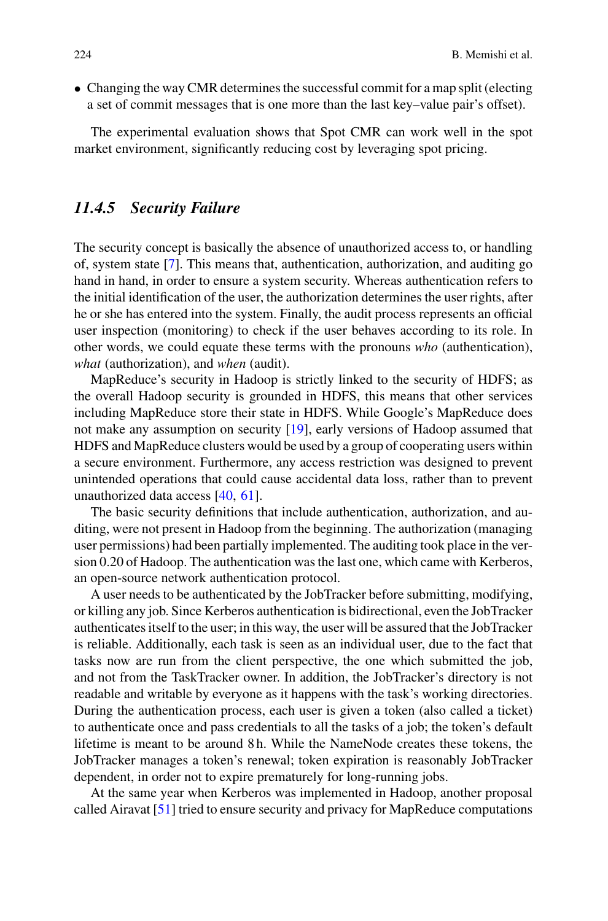- Changing the way CMR determines the successful commit for a map split (electing a set of commit messages that is one more than the last key–value pair's offset).

The experimental evaluation shows that Spot CMR can work well in the spot market environment, significantly reducing cost by leveraging spot pricing.

### *11.4.5 Security Failure*

The security concept is basically the absence of unauthorized access to, or handling of, system state [7]. This means that, authentication, authorization, and auditing go hand in hand, in order to ensure a system security. Whereas authentication refers to the initial identification of the user, the authorization determines the user rights, after he or she has entered into the system. Finally, the audit process represents an official user inspection (monitoring) to check if the user behaves according to its role. In other words, we could equate these terms with the pronouns *who* (authentication), *what* (authorization), and *when* (audit).

MapReduce's security in Hadoop is strictly linked to the security of HDFS; as the overall Hadoop security is grounded in HDFS, this means that other services including MapReduce store their state in HDFS. While Google's MapReduce does not make any assumption on security [19], early versions of Hadoop assumed that HDFS and MapReduce clusters would be used by a group of cooperating users within a secure environment. Furthermore, any access restriction was designed to prevent unintended operations that could cause accidental data loss, rather than to prevent unauthorized data access [40, 61].

The basic security definitions that include authentication, authorization, and auditing, were not present in Hadoop from the beginning. The authorization (managing user permissions) had been partially implemented. The auditing took place in the version 0.20 of Hadoop. The authentication was the last one, which came with Kerberos, an open-source network authentication protocol.

A user needs to be authenticated by the JobTracker before submitting, modifying, or killing any job. Since Kerberos authentication is bidirectional, even the JobTracker authenticates itself to the user; in this way, the user will be assured that the JobTracker is reliable. Additionally, each task is seen as an individual user, due to the fact that tasks now are run from the client perspective, the one which submitted the job, and not from the TaskTracker owner. In addition, the JobTracker's directory is not readable and writable by everyone as it happens with the task's working directories. During the authentication process, each user is given a token (also called a ticket) to authenticate once and pass credentials to all the tasks of a job; the token's default lifetime is meant to be around 8 h. While the NameNode creates these tokens, the JobTracker manages a token's renewal; token expiration is reasonably JobTracker dependent, in order not to expire prematurely for long-running jobs.

At the same year when Kerberos was implemented in Hadoop, another proposal called Airavat [51] tried to ensure security and privacy for MapReduce computations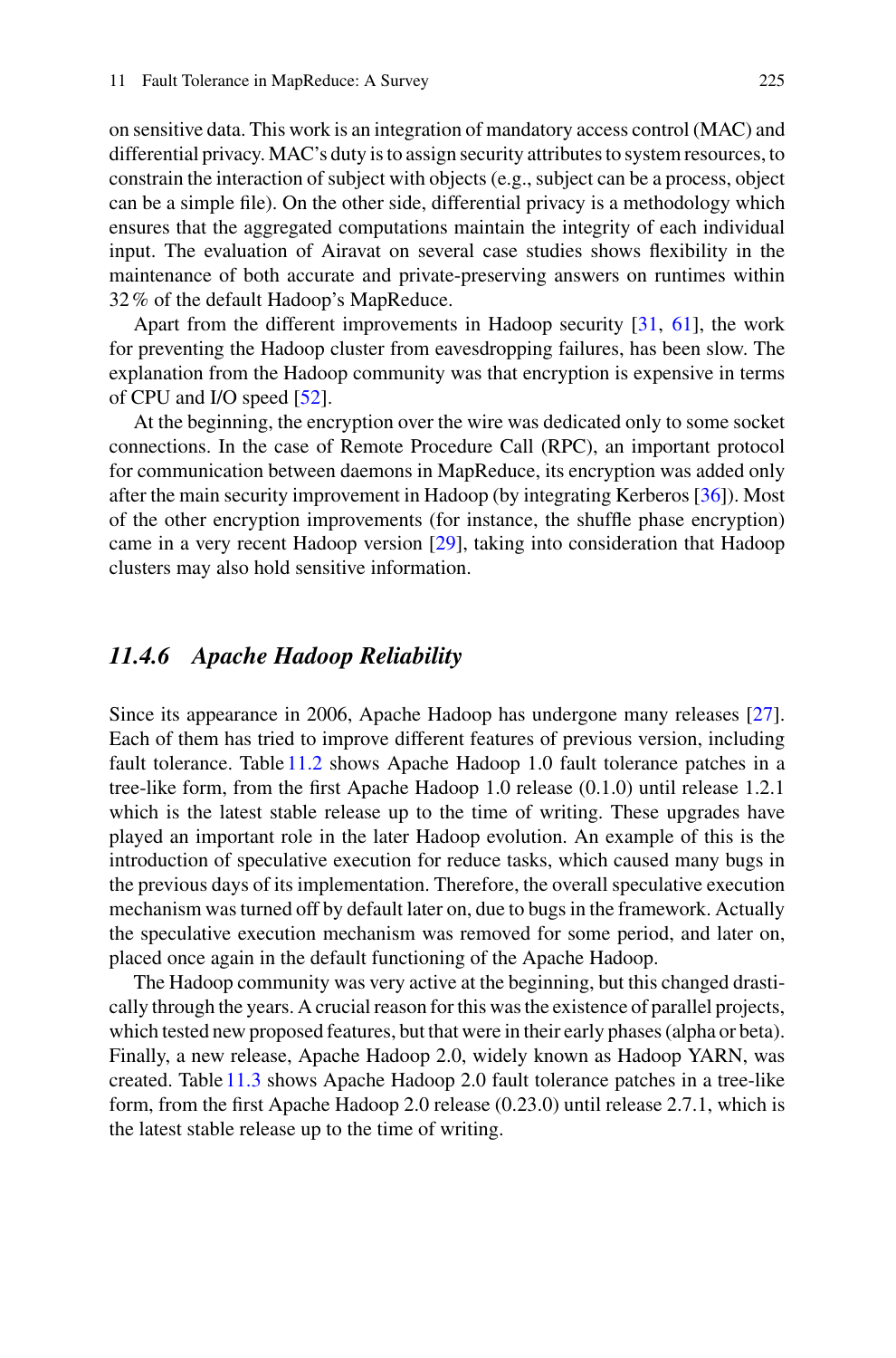on sensitive data. This work is an integration of mandatory access control (MAC) and differential privacy. MAC's duty is to assign security attributes to system resources, to constrain the interaction of subject with objects (e.g., subject can be a process, object can be a simple file). On the other side, differential privacy is a methodology which ensures that the aggregated computations maintain the integrity of each individual input. The evaluation of Airavat on several case studies shows flexibility in the maintenance of both accurate and private-preserving answers on runtimes within 32 % of the default Hadoop's MapReduce.

Apart from the different improvements in Hadoop security [31, 61], the work for preventing the Hadoop cluster from eavesdropping failures, has been slow. The explanation from the Hadoop community was that encryption is expensive in terms of CPU and I/O speed [52].

At the beginning, the encryption over the wire was dedicated only to some socket connections. In the case of Remote Procedure Call (RPC), an important protocol for communication between daemons in MapReduce, its encryption was added only after the main security improvement in Hadoop (by integrating Kerberos [36]). Most of the other encryption improvements (for instance, the shuffle phase encryption) came in a very recent Hadoop version [29], taking into consideration that Hadoop clusters may also hold sensitive information.

### *11.4.6 Apache Hadoop Reliability*

Since its appearance in 2006, Apache Hadoop has undergone many releases [27]. Each of them has tried to improve different features of previous version, including fault tolerance. Table 11.2 shows Apache Hadoop 1.0 fault tolerance patches in a tree-like form, from the first Apache Hadoop 1.0 release (0.1.0) until release 1.2.1 which is the latest stable release up to the time of writing. These upgrades have played an important role in the later Hadoop evolution. An example of this is the introduction of speculative execution for reduce tasks, which caused many bugs in the previous days of its implementation. Therefore, the overall speculative execution mechanism was turned off by default later on, due to bugs in the framework. Actually the speculative execution mechanism was removed for some period, and later on, placed once again in the default functioning of the Apache Hadoop.

The Hadoop community was very active at the beginning, but this changed drastically through the years. A crucial reason for this was the existence of parallel projects, which tested new proposed features, but that were in their early phases (alpha or beta). Finally, a new release, Apache Hadoop 2.0, widely known as Hadoop YARN, was created. Table 11.3 shows Apache Hadoop 2.0 fault tolerance patches in a tree-like form, from the first Apache Hadoop 2.0 release (0.23.0) until release 2.7.1, which is the latest stable release up to the time of writing.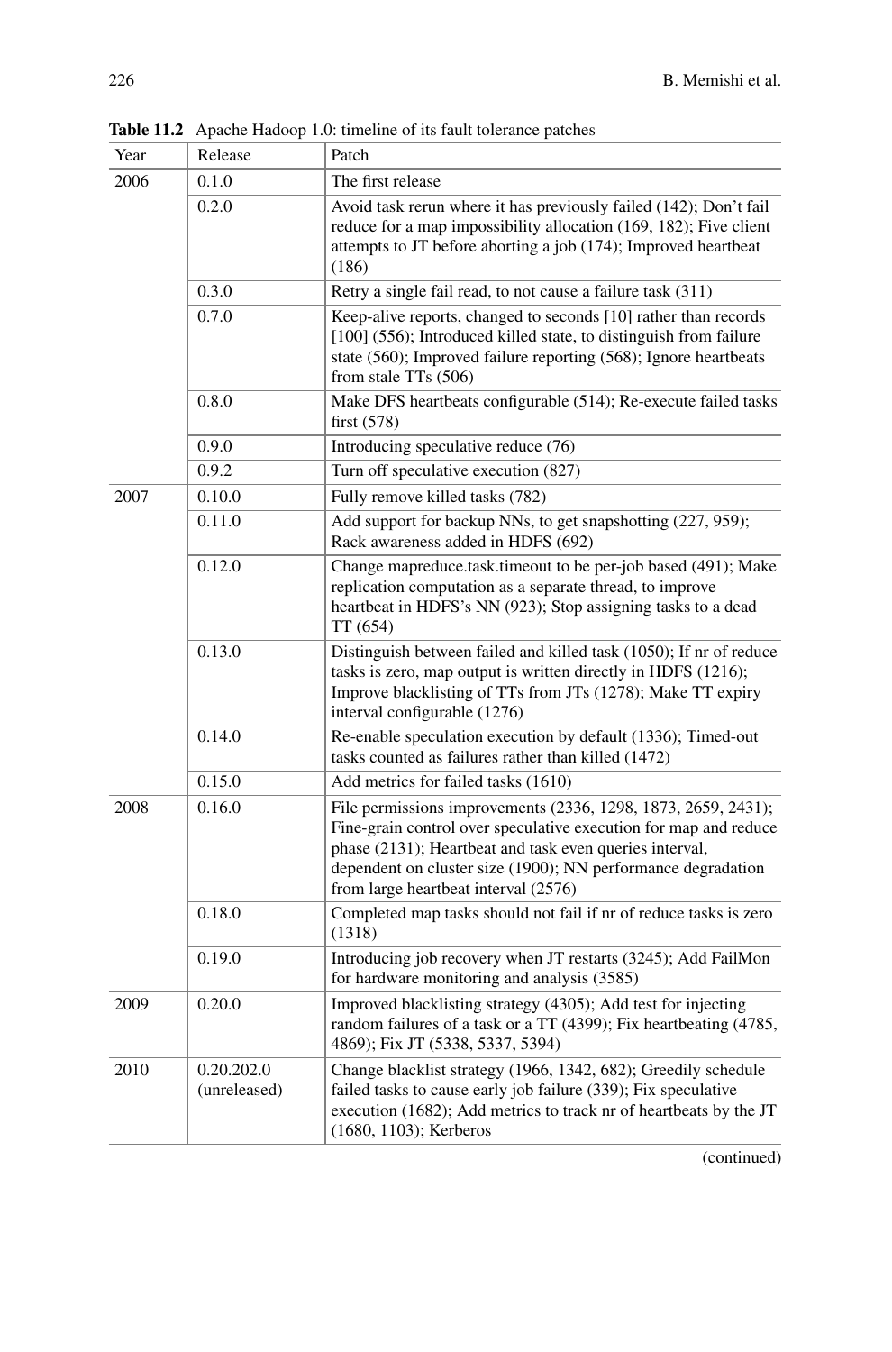**Table 11.2** Apache Hadoop 1.0: timeline of its fault tolerance patches

| Year | Release | Patch |
|---|---|---|
| 2006 | 0.1.0 | The first release |
| | 0.2.0 | Avoid task rerun where it has previously failed (142); Don't fail reduce for a map impossibility allocation (169, 182); Five client attempts to JT before aborting a job (174); Improved heartbeat (186) |
| | 0.3.0 | Retry a single fail read, to not cause a failure task (311) |
| | 0.7.0 | Keep-alive reports, changed to seconds [10] rather than records [100] (556); Introduced killed state, to distinguish from failure state (560); Improved failure reporting (568); Ignore heartbeats from stale TTs (506) |
| | 0.8.0 | Make DFS heartbeats configurable (514); Re-execute failed tasks first (578) |
| | 0.9.0 | Introducing speculative reduce (76) |
| | 0.9.2 | Turn off speculative execution (827) |
| 2007 | 0.10.0 | Fully remove killed tasks (782) |
| | 0.11.0 | Add support for backup NNs, to get snapshotting (227, 959); Rack awareness added in HDFS (692) |
| | 0.12.0 | Change mapreduce.task.timeout to be per-job based (491); Make replication computation as a separate thread, to improve heartbeat in HDFS's NN (923); Stop assigning tasks to a dead TT (654) |
| | 0.13.0 | Distinguish between failed and killed task (1050); If nr of reduce tasks is zero, map output is written directly in HDFS (1216); Improve blacklisting of TTs from JTs (1278); Make TT expiry interval configurable (1276) |
| | 0.14.0 | Re-enable speculation execution by default (1336); Timed-out tasks counted as failures rather than killed (1472) |
| | 0.15.0 | Add metrics for failed tasks (1610) |
| 2008 | 0.16.0 | File permissions improvements (2336, 1298, 1873, 2659, 2431); Fine-grain control over speculative execution for map and reduce phase (2131); Heartbeat and task even queries interval, dependent on cluster size (1900); NN performance degradation from large heartbeat interval (2576) |
| | 0.18.0 | Completed map tasks should not fail if nr of reduce tasks is zero (1318) |
| | 0.19.0 | Introducing job recovery when JT restarts (3245); Add FailMon for hardware monitoring and analysis (3585) |
| 2009 | 0.20.0 | Improved blacklisting strategy (4305); Add test for injecting random failures of a task or a TT (4399); Fix heartbeating (4785, 4869); Fix JT (5338, 5337, 5394) |
| 2010 | 0.20.202.0 (unreleased) | Change blacklist strategy (1966, 1342, 682); Greedily schedule failed tasks to cause early job failure (339); Fix speculative execution (1682); Add metrics to track nr of heartbeats by the JT (1680, 1103); Kerberos |

(continued)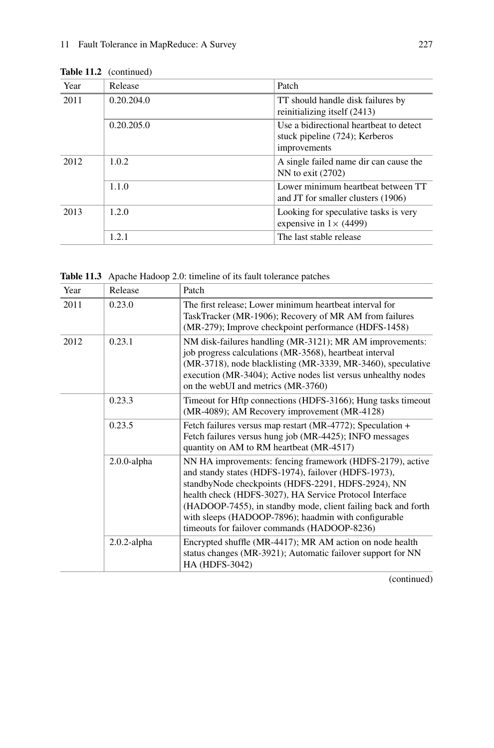**Table 11.2** (continued)

| Year | Release | Patch |
|---|---|---|
| 2011 | 0.20.204.0 | TT should handle disk failures by reinitializing itself (2413) |
| | 0.20.205.0 | Use a bidirectional heartbeat to detect stuck pipeline (724); Kerberos improvements |
| 2012 | 1.0.2 | A single failed name dir can cause the NN to exit (2702) |
| | 1.1.0 | Lower minimum heartbeat between TT and JT for smaller clusters (1906) |
| 2013 | 1.2.0 | Looking for speculative tasks is very expensive in $1\times$ (4499) |
| | 1.2.1 | The last stable release |

**Table 11.3** Apache Hadoop 2.0: timeline of its fault tolerance patches

| Year | Release | Patch |
|---|---|---|
| 2011 | 0.23.0 | The first release; Lower minimum heartbeat interval for TaskTracker (MR-1906); Recovery of MR AM from failures (MR-279); Improve checkpoint performance (HDFS-1458) |
| 2012 | 0.23.1 | NM disk-failures handling (MR-3121); MR AM improvements: job progress calculations (MR-3568), heartbeat interval (MR-3718), node blacklisting (MR-3339, MR-3460), speculative execution (MR-3404); Active nodes list versus unhealthy nodes on the webUI and metrics (MR-3760) |
| | 0.23.3 | Timeout for Hftp connections (HDFS-3166); Hung tasks timeout (MR-4089); AM Recovery improvement (MR-4128) |
| | 0.23.5 | Fetch failures versus map restart (MR-4772); Speculation + Fetch failures versus hung job (MR-4425); INFO messages quantity on AM to RM heartbeat (MR-4517) |
| | 2.0.0-alpha | NN HA improvements: fencing framework (HDFS-2179), active and standy states (HDFS-1974), failover (HDFS-1973), standbyNode checkpoints (HDFS-2291, HDFS-2924), NN health check (HDFS-3027), HA Service Protocol Interface (HADOOP-7455), in standby mode, client failing back and forth with sleeps (HADOOP-7896); haadmin with configurable timeouts for failover commands (HADOOP-8236) |
| | 2.0.2-alpha | Encrypted shuffle (MR-4417); MR AM action on node health status changes (MR-3921); Automatic failover support for NN HA (HDFS-3042) |

(continued)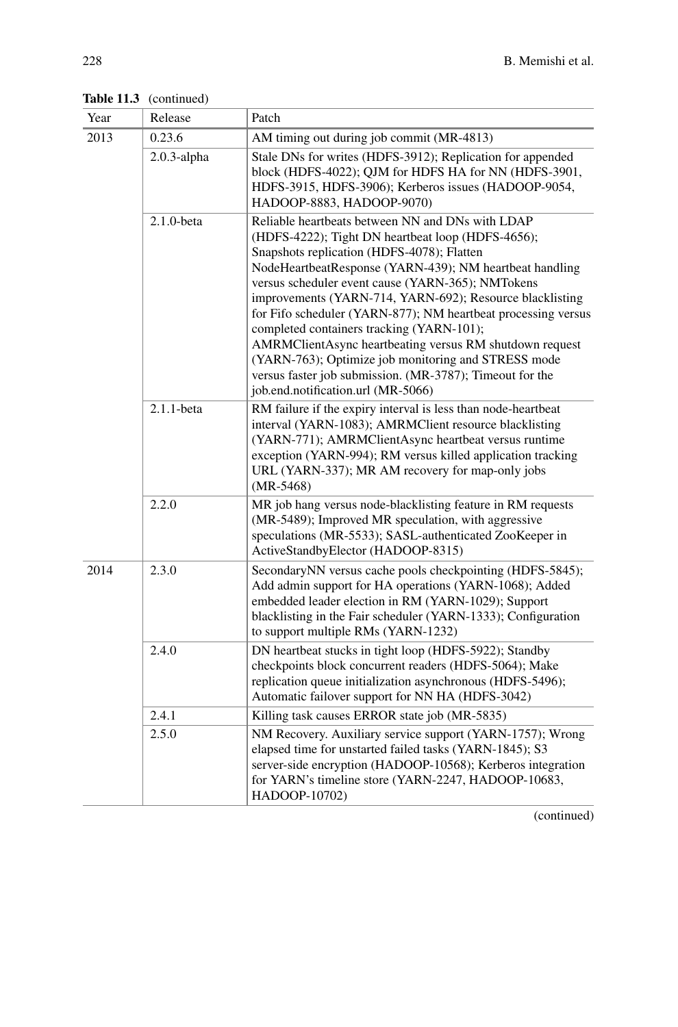**Table 11.3** (continued)

| Year | Release | Patch |
|---|---|---|
| 2013 | 0.23.6 | AM timing out during job commit (MR-4813) |
| | 2.0.3-alpha | Stale DNs for writes (HDFS-3912); Replication for appended block (HDFS-4022); QJM for HDFS HA for NN (HDFS-3901, HDFS-3915, HDFS-3906); Kerberos issues (HADOOP-9054, HADOOP-8883, HADOOP-9070) |
| | 2.1.0-beta | Reliable heartbeats between NN and DNs with LDAP (HDFS-4222); Tight DN heartbeat loop (HDFS-4656); Snapshots replication (HDFS-4078); Flatten NodeHeartbeatResponse (YARN-439); NM heartbeat handling versus scheduler event cause (YARN-365); NMTokens improvements (YARN-714, YARN-692); Resource blacklisting for Fifo scheduler (YARN-877); NM heartbeat processing versus completed containers tracking (YARN-101); AMRMClientAsync heartbeating versus RM shutdown request (YARN-763); Optimize job monitoring and STRESS mode versus faster job submission. (MR-3787); Timeout for the job.end.notification.url (MR-5066) |
| | 2.1.1-beta | RM failure if the expiry interval is less than node-heartbeat interval (YARN-1083); AMRMClient resource blacklisting (YARN-771); AMRMClientAsync heartbeat versus runtime exception (YARN-994); RM versus killed application tracking URL (YARN-337); MR AM recovery for map-only jobs (MR-5468) |
| | 2.2.0 | MR job hang versus node-blacklisting feature in RM requests (MR-5489); Improved MR speculation, with aggressive speculations (MR-5533); SASL-authenticated ZooKeeper in ActiveStandbyElector (HADOOP-8315) |
| 2014 | 2.3.0 | SecondaryNN versus cache pools checkpointing (HDFS-5845); Add admin support for HA operations (YARN-1068); Added embedded leader election in RM (YARN-1029); Support blacklisting in the Fair scheduler (YARN-1333); Configuration to support multiple RMs (YARN-1232) |
| | 2.4.0 | DN heartbeat stucks in tight loop (HDFS-5922); Standby checkpoints block concurrent readers (HDFS-5064); Make replication queue initialization asynchronous (HDFS-5496); Automatic failover support for NN HA (HDFS-3042) |
| | 2.4.1 | Killing task causes ERROR state job (MR-5835) |
| | 2.5.0 | NM Recovery. Auxiliary service support (YARN-1757); Wrong elapsed time for unstarted failed tasks (YARN-1845); S3 server-side encryption (HADOOP-10568); Kerberos integration for YARN's timeline store (YARN-2247, HADOOP-10683, HADOOP-10702) |

(continued)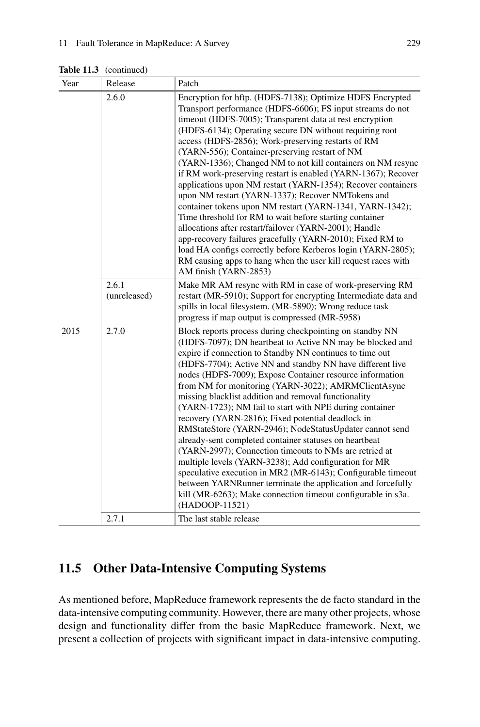**Table 11.3** (continued)

| Year | Release | Patch |
|---|---|---|
| | 2.6.0 | Encryption for hftp. (HDFS-7138); Optimize HDFS Encrypted Transport performance (HDFS-6606); FS input streams do not timeout (HDFS-7005); Transparent data at rest encryption (HDFS-6134); Operating secure DN without requiring root access (HDFS-2856); Work-preserving restarts of RM (YARN-556); Container-preserving restart of NM (YARN-1336); Changed NM to not kill containers on NM resync if RM work-preserving restart is enabled (YARN-1367); Recover applications upon NM restart (YARN-1354); Recover containers upon NM restart (YARN-1337); Recover NMTokens and container tokens upon NM restart (YARN-1341, YARN-1342); Time threshold for RM to wait before starting container allocations after restart/failover (YARN-2001); Handle app-recovery failures gracefully (YARN-2010); Fixed RM to load HA configs correctly before Kerberos login (YARN-2805); RM causing apps to hang when the user kill request races with AM finish (YARN-2853) |
| | 2.6.1 (unreleased) | Make MR AM resync with RM in case of work-preserving RM restart (MR-5910); Support for encrypting Intermediate data and spills in local filesystem. (MR-5890); Wrong reduce task progress if map output is compressed (MR-5958) |
| 2015 | 2.7.0 | Block reports process during checkpointing on standby NN (HDFS-7097); DN heartbeat to Active NN may be blocked and expire if connection to Standby NN continues to time out (HDFS-7704); Active NN and standby NN have different live nodes (HDFS-7009); Expose Container resource information from NM for monitoring (YARN-3022); AMRMClientAsync missing blacklist addition and removal functionality (YARN-1723); NM fail to start with NPE during container recovery (YARN-2816); Fixed potential deadlock in RMStateStore (YARN-2946); NodeStatusUpdater cannot send already-sent completed container statuses on heartbeat (YARN-2997); Connection timeouts to NMs are retried at multiple levels (YARN-3238); Add configuration for MR speculative execution in MR2 (MR-6143); Configurable timeout between YARNRunner terminate the application and forcefully kill (MR-6263); Make connection timeout configurable in s3a. (HADOOP-11521) |
| | 2.7.1 | The last stable release |

## 11.5 Other Data-Intensive Computing Systems

As mentioned before, MapReduce framework represents the de facto standard in the data-intensive computing community. However, there are many other projects, whose design and functionality differ from the basic MapReduce framework. Next, we present a collection of projects with significant impact in data-intensive computing.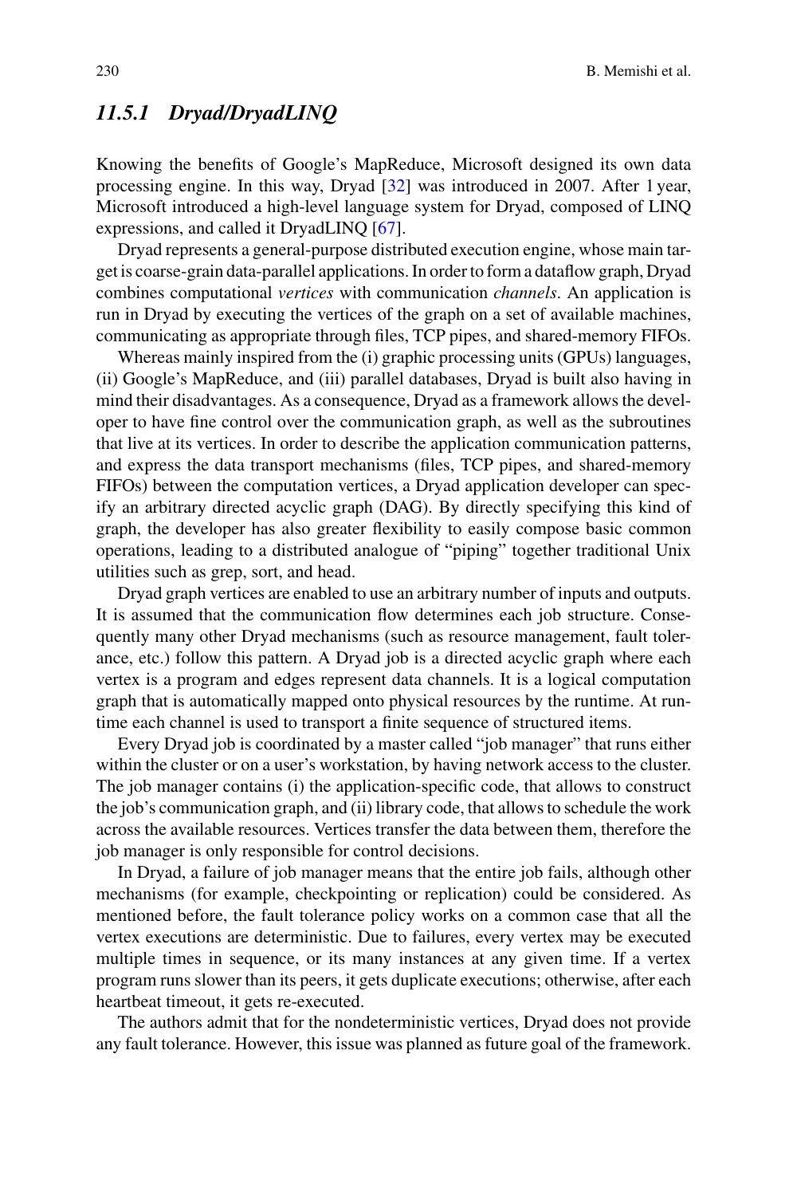### *11.5.1 Dryad/DryadLINQ*

Knowing the benefits of Google's MapReduce, Microsoft designed its own data processing engine. In this way, Dryad [32] was introduced in 2007. After 1 year, Microsoft introduced a high-level language system for Dryad, composed of LINQ expressions, and called it DryadLINQ [67].

Dryad represents a general-purpose distributed execution engine, whose main target is coarse-grain data-parallel applications. In order to form a dataflow graph, Dryad combines computational *vertices* with communication *channels*. An application is run in Dryad by executing the vertices of the graph on a set of available machines, communicating as appropriate through files, TCP pipes, and shared-memory FIFOs.

Whereas mainly inspired from the (i) graphic processing units (GPUs) languages, (ii) Google's MapReduce, and (iii) parallel databases, Dryad is built also having in mind their disadvantages. As a consequence, Dryad as a framework allows the developer to have fine control over the communication graph, as well as the subroutines that live at its vertices. In order to describe the application communication patterns, and express the data transport mechanisms (files, TCP pipes, and shared-memory FIFOs) between the computation vertices, a Dryad application developer can specify an arbitrary directed acyclic graph (DAG). By directly specifying this kind of graph, the developer has also greater flexibility to easily compose basic common operations, leading to a distributed analogue of "piping" together traditional Unix utilities such as grep, sort, and head.

Dryad graph vertices are enabled to use an arbitrary number of inputs and outputs. It is assumed that the communication flow determines each job structure. Consequently many other Dryad mechanisms (such as resource management, fault tolerance, etc.) follow this pattern. A Dryad job is a directed acyclic graph where each vertex is a program and edges represent data channels. It is a logical computation graph that is automatically mapped onto physical resources by the runtime. At runtime each channel is used to transport a finite sequence of structured items.

Every Dryad job is coordinated by a master called "job manager" that runs either within the cluster or on a user's workstation, by having network access to the cluster. The job manager contains (i) the application-specific code, that allows to construct the job's communication graph, and (ii) library code, that allows to schedule the work across the available resources. Vertices transfer the data between them, therefore the job manager is only responsible for control decisions.

In Dryad, a failure of job manager means that the entire job fails, although other mechanisms (for example, checkpointing or replication) could be considered. As mentioned before, the fault tolerance policy works on a common case that all the vertex executions are deterministic. Due to failures, every vertex may be executed multiple times in sequence, or its many instances at any given time. If a vertex program runs slower than its peers, it gets duplicate executions; otherwise, after each heartbeat timeout, it gets re-executed.

The authors admit that for the nondeterministic vertices, Dryad does not provide any fault tolerance. However, this issue was planned as future goal of the framework.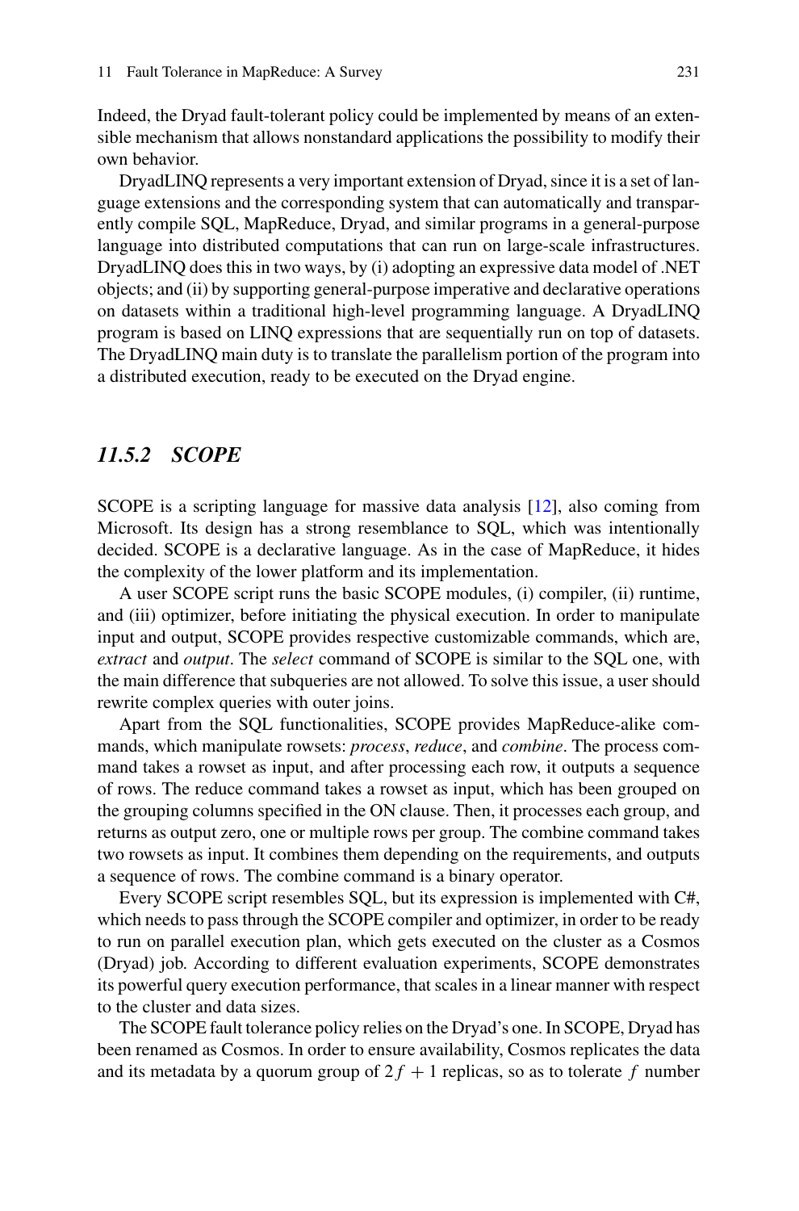Indeed, the Dryad fault-tolerant policy could be implemented by means of an extensible mechanism that allows nonstandard applications the possibility to modify their own behavior.

DryadLINQ represents a very important extension of Dryad, since it is a set of language extensions and the corresponding system that can automatically and transparently compile SQL, MapReduce, Dryad, and similar programs in a general-purpose language into distributed computations that can run on large-scale infrastructures. DryadLINQ does this in two ways, by (i) adopting an expressive data model of .NET objects; and (ii) by supporting general-purpose imperative and declarative operations on datasets within a traditional high-level programming language. A DryadLINQ program is based on LINQ expressions that are sequentially run on top of datasets. The DryadLINQ main duty is to translate the parallelism portion of the program into a distributed execution, ready to be executed on the Dryad engine.

### *11.5.2 SCOPE*

SCOPE is a scripting language for massive data analysis [12], also coming from Microsoft. Its design has a strong resemblance to SQL, which was intentionally decided. SCOPE is a declarative language. As in the case of MapReduce, it hides the complexity of the lower platform and its implementation.

A user SCOPE script runs the basic SCOPE modules, (i) compiler, (ii) runtime, and (iii) optimizer, before initiating the physical execution. In order to manipulate input and output, SCOPE provides respective customizable commands, which are, *extract* and *output*. The *select* command of SCOPE is similar to the SQL one, with the main difference that subqueries are not allowed. To solve this issue, a user should rewrite complex queries with outer joins.

Apart from the SQL functionalities, SCOPE provides MapReduce-alike commands, which manipulate rowsets: *process*, *reduce*, and *combine*. The process command takes a rowset as input, and after processing each row, it outputs a sequence of rows. The reduce command takes a rowset as input, which has been grouped on the grouping columns specified in the ON clause. Then, it processes each group, and returns as output zero, one or multiple rows per group. The combine command takes two rowsets as input. It combines them depending on the requirements, and outputs a sequence of rows. The combine command is a binary operator.

Every SCOPE script resembles SQL, but its expression is implemented with C#, which needs to pass through the SCOPE compiler and optimizer, in order to be ready to run on parallel execution plan, which gets executed on the cluster as a Cosmos (Dryad) job. According to different evaluation experiments, SCOPE demonstrates its powerful query execution performance, that scales in a linear manner with respect to the cluster and data sizes.

The SCOPE fault tolerance policy relies on the Dryad's one. In SCOPE, Dryad has been renamed as Cosmos. In order to ensure availability, Cosmos replicates the data and its metadata by a quorum group of $2f + 1$ replicas, so as to tolerate $f$ number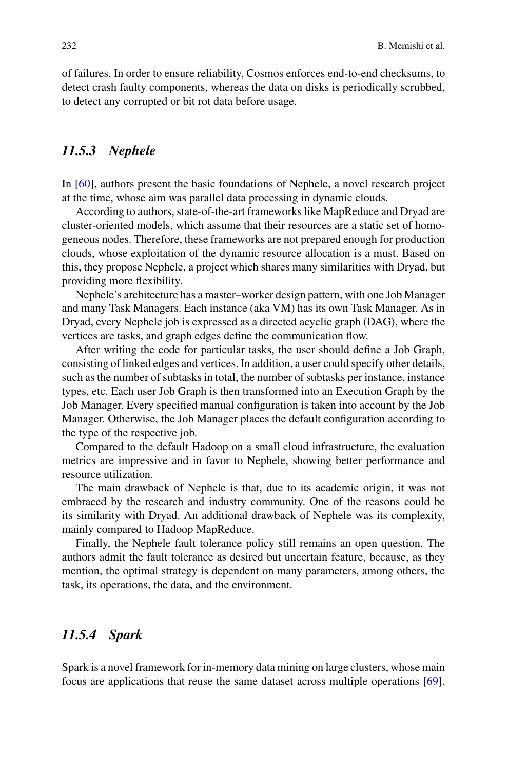of failures. In order to ensure reliability, Cosmos enforces end-to-end checksums, to detect crash faulty components, whereas the data on disks is periodically scrubbed, to detect any corrupted or bit rot data before usage.

### *11.5.3 Nephele*

In [60], authors present the basic foundations of Nephele, a novel research project at the time, whose aim was parallel data processing in dynamic clouds.

According to authors, state-of-the-art frameworks like MapReduce and Dryad are cluster-oriented models, which assume that their resources are a static set of homogeneous nodes. Therefore, these frameworks are not prepared enough for production clouds, whose exploitation of the dynamic resource allocation is a must. Based on this, they propose Nephele, a project which shares many similarities with Dryad, but providing more flexibility.

Nephele's architecture has a master–worker design pattern, with one Job Manager and many Task Managers. Each instance (aka VM) has its own Task Manager. As in Dryad, every Nephele job is expressed as a directed acyclic graph (DAG), where the vertices are tasks, and graph edges define the communication flow.

After writing the code for particular tasks, the user should define a Job Graph, consisting of linked edges and vertices. In addition, a user could specify other details, such as the number of subtasks in total, the number of subtasks per instance, instance types, etc. Each user Job Graph is then transformed into an Execution Graph by the Job Manager. Every specified manual configuration is taken into account by the Job Manager. Otherwise, the Job Manager places the default configuration according to the type of the respective job.

Compared to the default Hadoop on a small cloud infrastructure, the evaluation metrics are impressive and in favor to Nephele, showing better performance and resource utilization.

The main drawback of Nephele is that, due to its academic origin, it was not embraced by the research and industry community. One of the reasons could be its similarity with Dryad. An additional drawback of Nephele was its complexity, mainly compared to Hadoop MapReduce.

Finally, the Nephele fault tolerance policy still remains an open question. The authors admit the fault tolerance as desired but uncertain feature, because, as they mention, the optimal strategy is dependent on many parameters, among others, the task, its operations, the data, and the environment.

### *11.5.4 Spark*

Spark is a novel framework for in-memory data mining on large clusters, whose main focus are applications that reuse the same dataset across multiple operations [69].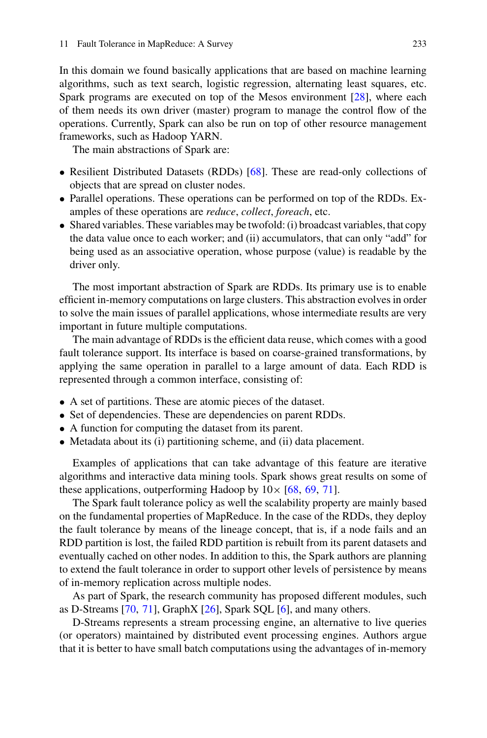In this domain we found basically applications that are based on machine learning algorithms, such as text search, logistic regression, alternating least squares, etc. Spark programs are executed on top of the Mesos environment [28], where each of them needs its own driver (master) program to manage the control flow of the operations. Currently, Spark can also be run on top of other resource management frameworks, such as Hadoop YARN.

The main abstractions of Spark are:

- Resilient Distributed Datasets (RDDs) [68]. These are read-only collections of objects that are spread on cluster nodes.
- Parallel operations. These operations can be performed on top of the RDDs. Examples of these operations are *reduce*, *collect*, *foreach*, etc.
- Shared variables. These variables may be twofold: (i) broadcast variables, that copy the data value once to each worker; and (ii) accumulators, that can only "add" for being used as an associative operation, whose purpose (value) is readable by the driver only.

The most important abstraction of Spark are RDDs. Its primary use is to enable efficient in-memory computations on large clusters. This abstraction evolves in order to solve the main issues of parallel applications, whose intermediate results are very important in future multiple computations.

The main advantage of RDDs is the efficient data reuse, which comes with a good fault tolerance support. Its interface is based on coarse-grained transformations, by applying the same operation in parallel to a large amount of data. Each RDD is represented through a common interface, consisting of:

- A set of partitions. These are atomic pieces of the dataset.
- Set of dependencies. These are dependencies on parent RDDs.
- A function for computing the dataset from its parent.
- Metadata about its (i) partitioning scheme, and (ii) data placement.

Examples of applications that can take advantage of this feature are iterative algorithms and interactive data mining tools. Spark shows great results on some of these applications, outperforming Hadoop by $10\times$ [68, 69, 71].

The Spark fault tolerance policy as well the scalability property are mainly based on the fundamental properties of MapReduce. In the case of the RDDs, they deploy the fault tolerance by means of the lineage concept, that is, if a node fails and an RDD partition is lost, the failed RDD partition is rebuilt from its parent datasets and eventually cached on other nodes. In addition to this, the Spark authors are planning to extend the fault tolerance in order to support other levels of persistence by means of in-memory replication across multiple nodes.

As part of Spark, the research community has proposed different modules, such as D-Streams [70, 71], GraphX [26], Spark SQL [6], and many others.

D-Streams represents a stream processing engine, an alternative to live queries (or operators) maintained by distributed event processing engines. Authors argue that it is better to have small batch computations using the advantages of in-memory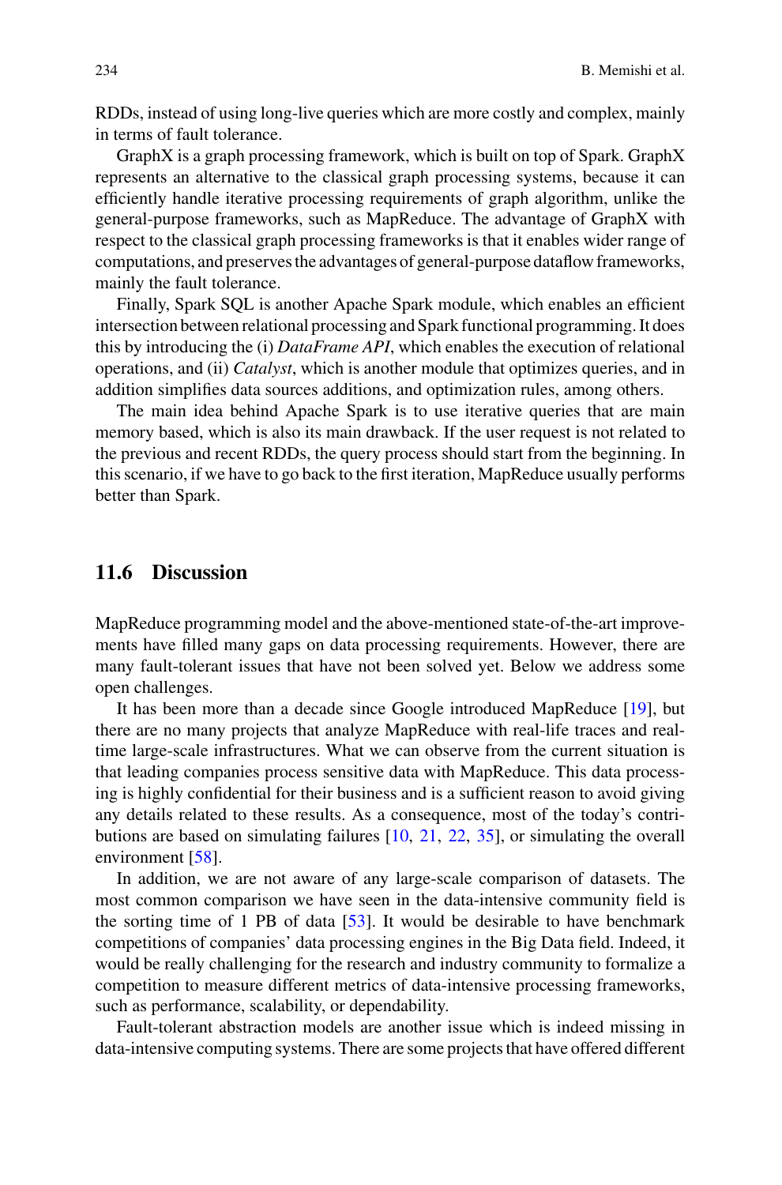RDDs, instead of using long-live queries which are more costly and complex, mainly in terms of fault tolerance.

GraphX is a graph processing framework, which is built on top of Spark. GraphX represents an alternative to the classical graph processing systems, because it can efficiently handle iterative processing requirements of graph algorithm, unlike the general-purpose frameworks, such as MapReduce. The advantage of GraphX with respect to the classical graph processing frameworks is that it enables wider range of computations, and preserves the advantages of general-purpose dataflow frameworks, mainly the fault tolerance.

Finally, Spark SQL is another Apache Spark module, which enables an efficient intersection between relational processing and Spark functional programming. It does this by introducing the (i) *DataFrame API*, which enables the execution of relational operations, and (ii) *Catalyst*, which is another module that optimizes queries, and in addition simplifies data sources additions, and optimization rules, among others.

The main idea behind Apache Spark is to use iterative queries that are main memory based, which is also its main drawback. If the user request is not related to the previous and recent RDDs, the query process should start from the beginning. In this scenario, if we have to go back to the first iteration, MapReduce usually performs better than Spark.

## 11.6 Discussion

MapReduce programming model and the above-mentioned state-of-the-art improvements have filled many gaps on data processing requirements. However, there are many fault-tolerant issues that have not been solved yet. Below we address some open challenges.

It has been more than a decade since Google introduced MapReduce [19], but there are no many projects that analyze MapReduce with real-life traces and real-time large-scale infrastructures. What we can observe from the current situation is that leading companies process sensitive data with MapReduce. This data processing is highly confidential for their business and is a sufficient reason to avoid giving any details related to these results. As a consequence, most of the today's contributions are based on simulating failures [10, 21, 22, 35], or simulating the overall environment [58].

In addition, we are not aware of any large-scale comparison of datasets. The most common comparison we have seen in the data-intensive community field is the sorting time of 1 PB of data [53]. It would be desirable to have benchmark competitions of companies' data processing engines in the Big Data field. Indeed, it would be really challenging for the research and industry community to formalize a competition to measure different metrics of data-intensive processing frameworks, such as performance, scalability, or dependability.

Fault-tolerant abstraction models are another issue which is indeed missing in data-intensive computing systems. There are some projects that have offered different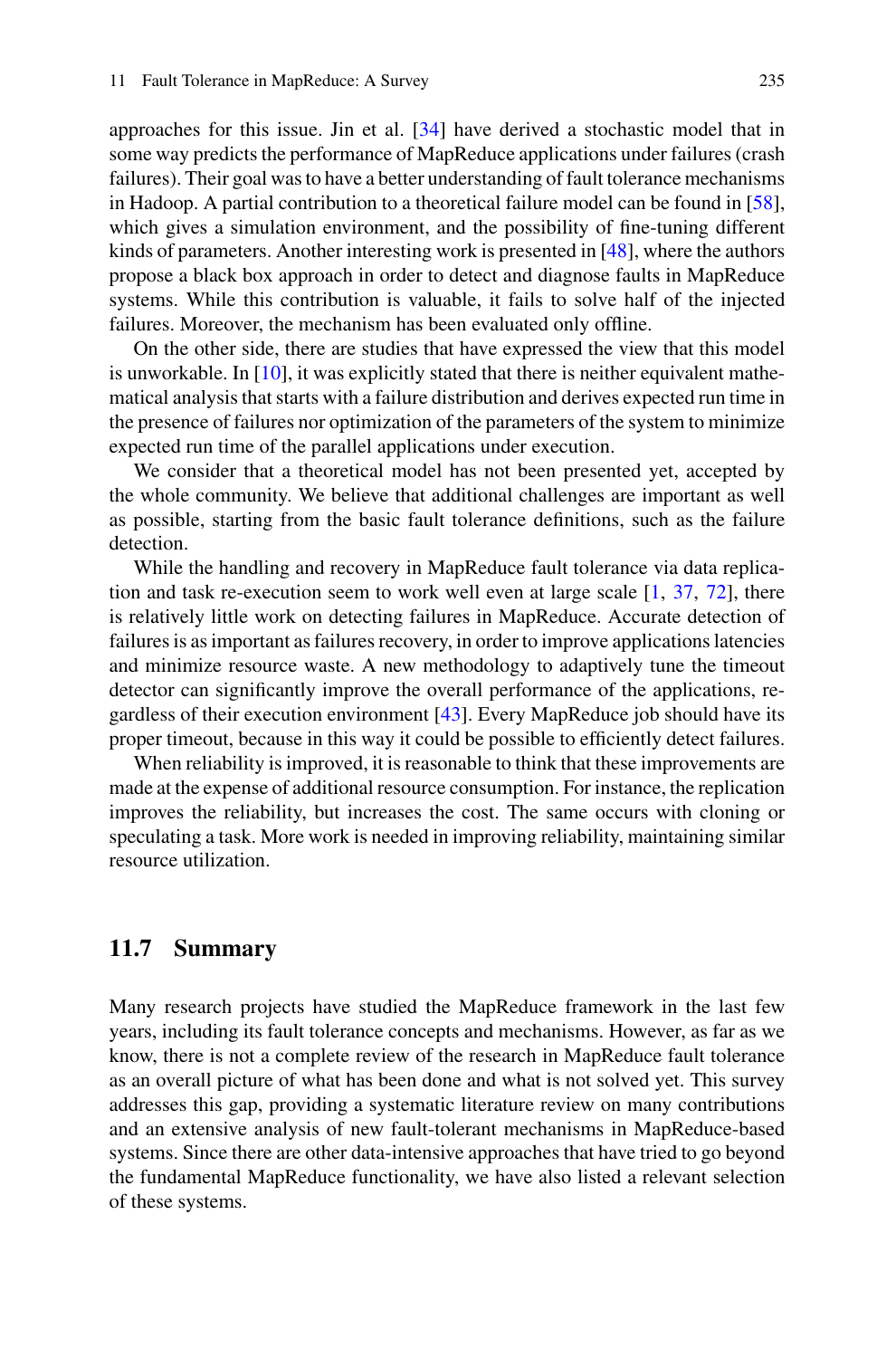approaches for this issue. Jin et al. [34] have derived a stochastic model that in some way predicts the performance of MapReduce applications under failures (crash failures). Their goal was to have a better understanding of fault tolerance mechanisms in Hadoop. A partial contribution to a theoretical failure model can be found in [58], which gives a simulation environment, and the possibility of fine-tuning different kinds of parameters. Another interesting work is presented in [48], where the authors propose a black box approach in order to detect and diagnose faults in MapReduce systems. While this contribution is valuable, it fails to solve half of the injected failures. Moreover, the mechanism has been evaluated only offline.

On the other side, there are studies that have expressed the view that this model is unworkable. In [10], it was explicitly stated that there is neither equivalent mathematical analysis that starts with a failure distribution and derives expected run time in the presence of failures nor optimization of the parameters of the system to minimize expected run time of the parallel applications under execution.

We consider that a theoretical model has not been presented yet, accepted by the whole community. We believe that additional challenges are important as well as possible, starting from the basic fault tolerance definitions, such as the failure detection.

While the handling and recovery in MapReduce fault tolerance via data replication and task re-execution seem to work well even at large scale [1, 37, 72], there is relatively little work on detecting failures in MapReduce. Accurate detection of failures is as important as failures recovery, in order to improve applications latencies and minimize resource waste. A new methodology to adaptively tune the timeout detector can significantly improve the overall performance of the applications, regardless of their execution environment [43]. Every MapReduce job should have its proper timeout, because in this way it could be possible to efficiently detect failures.

When reliability is improved, it is reasonable to think that these improvements are made at the expense of additional resource consumption. For instance, the replication improves the reliability, but increases the cost. The same occurs with cloning or speculating a task. More work is needed in improving reliability, maintaining similar resource utilization.

## 11.7 Summary

Many research projects have studied the MapReduce framework in the last few years, including its fault tolerance concepts and mechanisms. However, as far as we know, there is not a complete review of the research in MapReduce fault tolerance as an overall picture of what has been done and what is not solved yet. This survey addresses this gap, providing a systematic literature review on many contributions and an extensive analysis of new fault-tolerant mechanisms in MapReduce-based systems. Since there are other data-intensive approaches that have tried to go beyond the fundamental MapReduce functionality, we have also listed a relevant selection of these systems.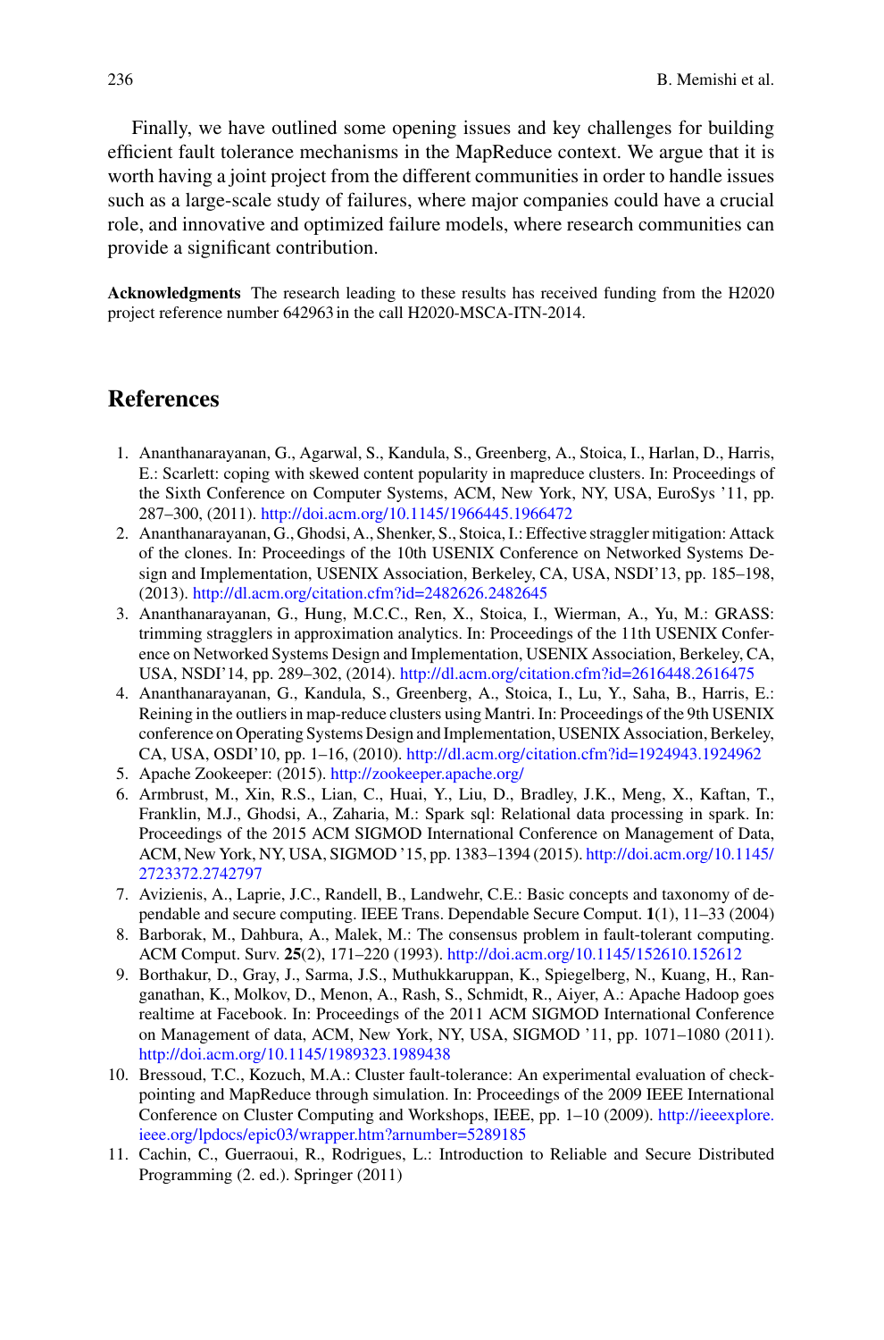Finally, we have outlined some opening issues and key challenges for building efficient fault tolerance mechanisms in the MapReduce context. We argue that it is worth having a joint project from the different communities in order to handle issues such as a large-scale study of failures, where major companies could have a crucial role, and innovative and optimized failure models, where research communities can provide a significant contribution.

**Acknowledgments** The research leading to these results has received funding from the H2020 project reference number 642963 in the call H2020-MSCA-ITN-2014.

## References

1. Ananthanarayanan, G., Agarwal, S., Kandula, S., Greenberg, A., Stoica, I., Harlan, D., Harris, E.: Scarlett: coping with skewed content popularity in mapreduce clusters. In: Proceedings of the Sixth Conference on Computer Systems, ACM, New York, NY, USA, EuroSys '11, pp. 287–300, (2011). http://doi.acm.org/10.1145/1966445.1966472
2. Ananthanarayanan, G., Ghodsi, A., Shenker, S., Stoica, I.: Effective straggler mitigation: Attack of the clones. In: Proceedings of the 10th USENIX Conference on Networked Systems Design and Implementation, USENIX Association, Berkeley, CA, USA, NSDI'13, pp. 185–198, (2013). http://dl.acm.org/citation.cfm?id=2482626.2482645
3. Ananthanarayanan, G., Hung, M.C.C., Ren, X., Stoica, I., Wierman, A., Yu, M.: GRASS: trimming stragglers in approximation analytics. In: Proceedings of the 11th USENIX Conference on Networked Systems Design and Implementation, USENIX Association, Berkeley, CA, USA, NSDI'14, pp. 289–302, (2014). http://dl.acm.org/citation.cfm?id=2616448.2616475
4. Ananthanarayanan, G., Kandula, S., Greenberg, A., Stoica, I., Lu, Y., Saha, B., Harris, E.: Reining in the outliers in map-reduce clusters using Mantri. In: Proceedings of the 9th USENIX conference on Operating Systems Design and Implementation, USENIX Association, Berkeley, CA, USA, OSDI'10, pp. 1–16, (2010). http://dl.acm.org/citation.cfm?id=1924943.1924962
5. Apache Zookeeper: (2015). http://zookeeper.apache.org/
6. Armbrust, M., Xin, R.S., Lian, C., Huai, Y., Liu, D., Bradley, J.K., Meng, X., Kaftan, T., Franklin, M.J., Ghodsi, A., Zaharia, M.: Spark sql: Relational data processing in spark. In: Proceedings of the 2015 ACM SIGMOD International Conference on Management of Data, ACM, New York, NY, USA, SIGMOD '15, pp. 1383–1394 (2015). http://doi.acm.org/10.1145/2723372.2742797
7. Avizienis, A., Laprie, J.C., Randell, B., Landwehr, C.E.: Basic concepts and taxonomy of dependable and secure computing. IEEE Trans. Dependable Secure Comput. **1**(1), 11–33 (2004)
8. Barborak, M., Dahbura, A., Malek, M.: The consensus problem in fault-tolerant computing. ACM Comput. Surv. **25**(2), 171–220 (1993). http://doi.acm.org/10.1145/152610.152612
9. Borthakur, D., Gray, J., Sarma, J.S., Muthukkaruppan, K., Spiegelberg, N., Kuang, H., Ranganathan, K., Molkov, D., Menon, A., Rash, S., Schmidt, R., Aiyer, A.: Apache Hadoop goes realtime at Facebook. In: Proceedings of the 2011 ACM SIGMOD International Conference on Management of data, ACM, New York, NY, USA, SIGMOD '11, pp. 1071–1080 (2011). http://doi.acm.org/10.1145/1989323.1989438
10. Bressoud, T.C., Kozuch, M.A.: Cluster fault-tolerance: An experimental evaluation of checkpointing and MapReduce through simulation. In: Proceedings of the 2009 IEEE International Conference on Cluster Computing and Workshops, IEEE, pp. 1–10 (2009). http://ieeexplore.ieee.org/lpdocs/epic03/wrapper.htm?arnumber=5289185
11. Cachin, C., Guerraoui, R., Rodrigues, L.: Introduction to Reliable and Secure Distributed Programming (2. ed.). Springer (2011)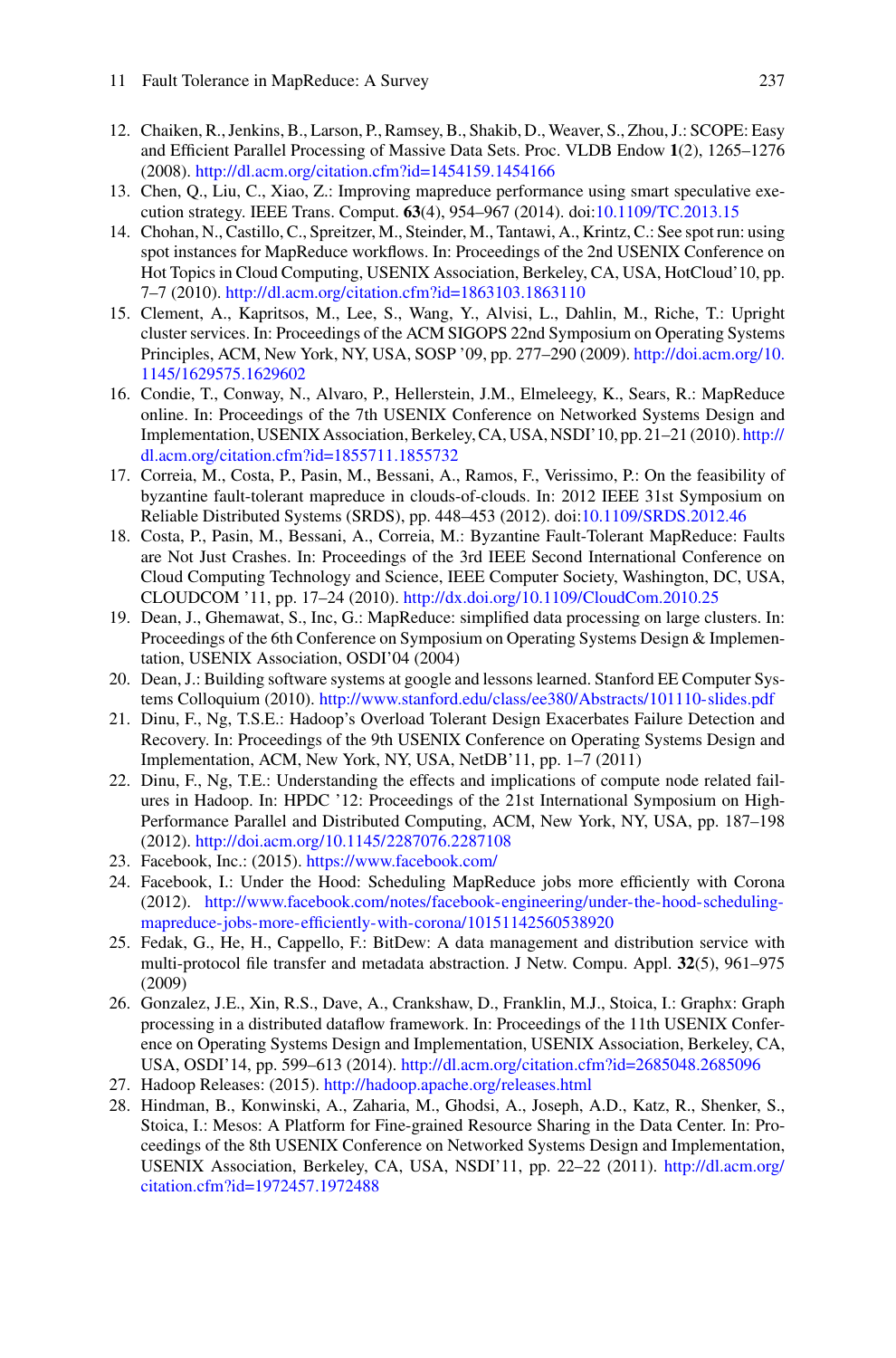12. Chaiken, R., Jenkins, B., Larson, P., Ramsey, B., Shakib, D., Weaver, S., Zhou, J.: SCOPE: Easy and Efficient Parallel Processing of Massive Data Sets. Proc. VLDB Endow **1**(2), 1265–1276 (2008). http://dl.acm.org/citation.cfm?id=1454159.1454166
13. Chen, Q., Liu, C., Xiao, Z.: Improving mapreduce performance using smart speculative execution strategy. IEEE Trans. Comput. **63**(4), 954–967 (2014). doi:10.1109/TC.2013.15
14. Chohan, N., Castillo, C., Spreitzer, M., Steinder, M., Tantawi, A., Krintz, C.: See spot run: using spot instances for MapReduce workflows. In: Proceedings of the 2nd USENIX Conference on Hot Topics in Cloud Computing, USENIX Association, Berkeley, CA, USA, HotCloud'10, pp. 7–7 (2010). http://dl.acm.org/citation.cfm?id=1863103.1863110
15. Clement, A., Kapritsos, M., Lee, S., Wang, Y., Alvisi, L., Dahlin, M., Riche, T.: Upright cluster services. In: Proceedings of the ACM SIGOPS 22nd Symposium on Operating Systems Principles, ACM, New York, NY, USA, SOSP '09, pp. 277–290 (2009). http://doi.acm.org/10.1145/1629575.1629602
16. Condie, T., Conway, N., Alvaro, P., Hellerstein, J.M., Elmeleegy, K., Sears, R.: MapReduce online. In: Proceedings of the 7th USENIX Conference on Networked Systems Design and Implementation, USENIX Association, Berkeley, CA, USA, NSDI'10, pp. 21–21 (2010). http://dl.acm.org/citation.cfm?id=1855711.1855732
17. Correia, M., Costa, P., Pasin, M., Bessani, A., Ramos, F., Verissimo, P.: On the feasibility of byzantine fault-tolerant mapreduce in clouds-of-clouds. In: 2012 IEEE 31st Symposium on Reliable Distributed Systems (SRDS), pp. 448–453 (2012). doi:10.1109/SRDS.2012.46
18. Costa, P., Pasin, M., Bessani, A., Correia, M.: Byzantine Fault-Tolerant MapReduce: Faults are Not Just Crashes. In: Proceedings of the 3rd IEEE Second International Conference on Cloud Computing Technology and Science, IEEE Computer Society, Washington, DC, USA, CLOUDCOM '11, pp. 17–24 (2010). http://dx.doi.org/10.1109/CloudCom.2010.25
19. Dean, J., Ghemawat, S., Inc, G.: MapReduce: simplified data processing on large clusters. In: Proceedings of the 6th Conference on Symposium on Operating Systems Design & Implementation, USENIX Association, OSDI'04 (2004)
20. Dean, J.: Building software systems at google and lessons learned. Stanford EE Computer Systems Colloquium (2010). http://www.stanford.edu/class/ee380/Abstracts/101110-slides.pdf
21. Dinu, F., Ng, T.S.E.: Hadoop's Overload Tolerant Design Exacerbates Failure Detection and Recovery. In: Proceedings of the 9th USENIX Conference on Operating Systems Design and Implementation, ACM, New York, NY, USA, NetDB'11, pp. 1–7 (2011)
22. Dinu, F., Ng, T.E.: Understanding the effects and implications of compute node related failures in Hadoop. In: HPDC '12: Proceedings of the 21st International Symposium on High-Performance Parallel and Distributed Computing, ACM, New York, NY, USA, pp. 187–198 (2012). http://doi.acm.org/10.1145/2287076.2287108
23. Facebook, Inc.: (2015). https://www.facebook.com/
24. Facebook, I.: Under the Hood: Scheduling MapReduce jobs more efficiently with Corona (2012). http://www.facebook.com/notes/facebook-engineering/under-the-hood-scheduling-mapreduce-jobs-more-efficiently-with-corona/10151142560538920
25. Fedak, G., He, H., Cappello, F.: BitDew: A data management and distribution service with multi-protocol file transfer and metadata abstraction. J Netw. Compu. Appl. **32**(5), 961–975 (2009)
26. Gonzalez, J.E., Xin, R.S., Dave, A., Crankshaw, D., Franklin, M.J., Stoica, I.: Graphx: Graph processing in a distributed dataflow framework. In: Proceedings of the 11th USENIX Conference on Operating Systems Design and Implementation, USENIX Association, Berkeley, CA, USA, OSDI'14, pp. 599–613 (2014). http://dl.acm.org/citation.cfm?id=2685048.2685096
27. Hadoop Releases: (2015). http://hadoop.apache.org/releases.html
28. Hindman, B., Konwinski, A., Zaharia, M., Ghodsi, A., Joseph, A.D., Katz, R., Shenker, S., Stoica, I.: Mesos: A Platform for Fine-grained Resource Sharing in the Data Center. In: Proceedings of the 8th USENIX Conference on Networked Systems Design and Implementation, USENIX Association, Berkeley, CA, USA, NSDI'11, pp. 22–22 (2011). http://dl.acm.org/citation.cfm?id=1972457.1972488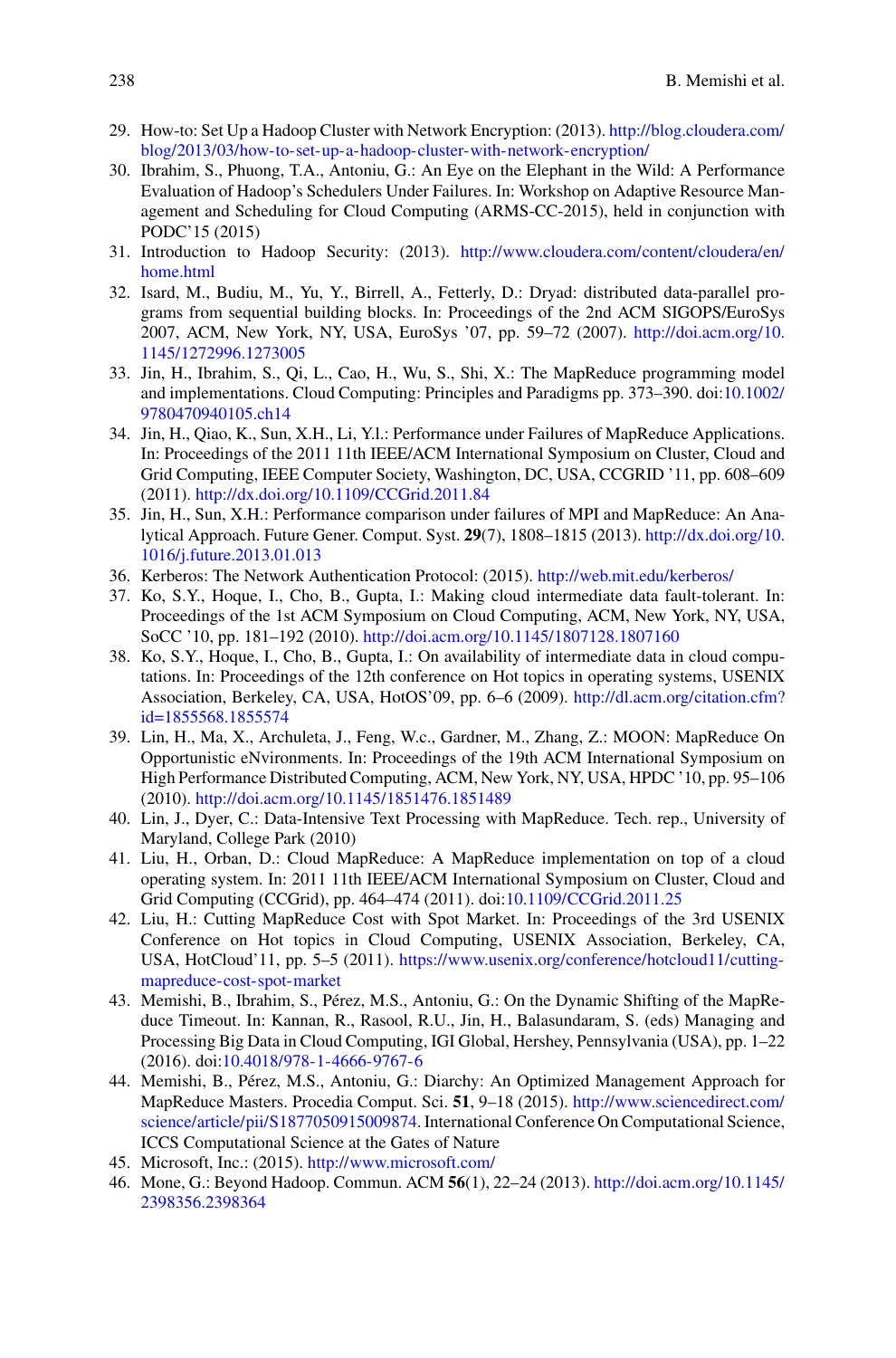29. How-to: Set Up a Hadoop Cluster with Network Encryption: (2013). http://blog.cloudera.com/blog/2013/03/how-to-set-up-a-hadoop-cluster-with-network-encryption/
30. Ibrahim, S., Phuong, T.A., Antoniu, G.: An Eye on the Elephant in the Wild: A Performance Evaluation of Hadoop's Schedulers Under Failures. In: Workshop on Adaptive Resource Management and Scheduling for Cloud Computing (ARMS-CC-2015), held in conjunction with PODC'15 (2015)
31. Introduction to Hadoop Security: (2013). http://www.cloudera.com/content/cloudera/en/home.html
32. Isard, M., Budiu, M., Yu, Y., Birrell, A., Fetterly, D.: Dryad: distributed data-parallel programs from sequential building blocks. In: Proceedings of the 2nd ACM SIGOPS/EuroSys 2007, ACM, New York, NY, USA, EuroSys '07, pp. 59–72 (2007). http://doi.acm.org/10.1145/1272996.1273005
33. Jin, H., Ibrahim, S., Qi, L., Cao, H., Wu, S., Shi, X.: The MapReduce programming model and implementations. Cloud Computing: Principles and Paradigms pp. 373–390. doi:10.1002/9780470940105.ch14
34. Jin, H., Qiao, K., Sun, X.H., Li, Y.l.: Performance under Failures of MapReduce Applications. In: Proceedings of the 2011 11th IEEE/ACM International Symposium on Cluster, Cloud and Grid Computing, IEEE Computer Society, Washington, DC, USA, CCGRID '11, pp. 608–609 (2011). http://dx.doi.org/10.1109/CCGrid.2011.84
35. Jin, H., Sun, X.H.: Performance comparison under failures of MPI and MapReduce: An Analytical Approach. Future Gener. Comput. Syst. **29**(7), 1808–1815 (2013). http://dx.doi.org/10.1016/j.future.2013.01.013
36. Kerberos: The Network Authentication Protocol: (2015). http://web.mit.edu/kerberos/
37. Ko, S.Y., Hoque, I., Cho, B., Gupta, I.: Making cloud intermediate data fault-tolerant. In: Proceedings of the 1st ACM Symposium on Cloud Computing, ACM, New York, NY, USA, SoCC '10, pp. 181–192 (2010). http://doi.acm.org/10.1145/1807128.1807160
38. Ko, S.Y., Hoque, I., Cho, B., Gupta, I.: On availability of intermediate data in cloud computations. In: Proceedings of the 12th conference on Hot topics in operating systems, USENIX Association, Berkeley, CA, USA, HotOS'09, pp. 6–6 (2009). http://dl.acm.org/citation.cfm?id=1855568.1855574
39. Lin, H., Ma, X., Archuleta, J., Feng, W.c., Gardner, M., Zhang, Z.: MOON: MapReduce On Opportunistic eNvironments. In: Proceedings of the 19th ACM International Symposium on High Performance Distributed Computing, ACM, New York, NY, USA, HPDC '10, pp. 95–106 (2010). http://doi.acm.org/10.1145/1851476.1851489
40. Lin, J., Dyer, C.: Data-Intensive Text Processing with MapReduce. Tech. rep., University of Maryland, College Park (2010)
41. Liu, H., Orban, D.: Cloud MapReduce: A MapReduce implementation on top of a cloud operating system. In: 2011 11th IEEE/ACM International Symposium on Cluster, Cloud and Grid Computing (CCGrid), pp. 464–474 (2011). doi:10.1109/CCGrid.2011.25
42. Liu, H.: Cutting MapReduce Cost with Spot Market. In: Proceedings of the 3rd USENIX Conference on Hot topics in Cloud Computing, USENIX Association, Berkeley, CA, USA, HotCloud'11, pp. 5–5 (2011). https://www.usenix.org/conference/hotcloud11/cutting-mapreduce-cost-spot-market
43. Memishi, B., Ibrahim, S., Pérez, M.S., Antoniu, G.: On the Dynamic Shifting of the MapReduce Timeout. In: Kannan, R., Rasool, R.U., Jin, H., Balasundaram, S. (eds) Managing and Processing Big Data in Cloud Computing, IGI Global, Hershey, Pennsylvania (USA), pp. 1–22 (2016). doi:10.4018/978-1-4666-9767-6
44. Memishi, B., Pérez, M.S., Antoniu, G.: Diarchy: An Optimized Management Approach for MapReduce Masters. Procedia Comput. Sci. **51**, 9–18 (2015). http://www.sciencedirect.com/science/article/pii/S1877050915009874. International Conference On Computational Science, ICCS Computational Science at the Gates of Nature
45. Microsoft, Inc.: (2015). http://www.microsoft.com/
46. Mone, G.: Beyond Hadoop. Commun. ACM **56**(1), 22–24 (2013). http://doi.acm.org/10.1145/2398356.2398364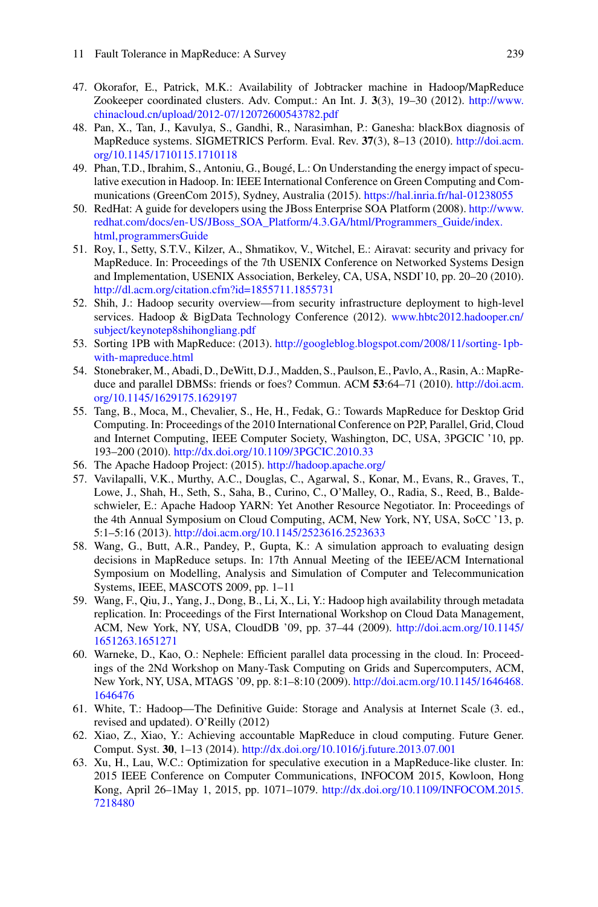47. Okorafor, E., Patrick, M.K.: Availability of Jobtracker machine in Hadoop/MapReduce Zookeeper coordinated clusters. Adv. Comput.: An Int. J. **3**(3), 19–30 (2012). http://www.chinacloud.cn/upload/2012-07/12072600543782.pdf
48. Pan, X., Tan, J., Kavulya, S., Gandhi, R., Narasimhan, P.: Ganesha: blackBox diagnosis of MapReduce systems. SIGMETRICS Perform. Eval. Rev. **37**(3), 8–13 (2010). http://doi.acm.org/10.1145/1710115.1710118
49. Phan, T.D., Ibrahim, S., Antoniu, G., Bougé, L.: On Understanding the energy impact of speculative execution in Hadoop. In: IEEE International Conference on Green Computing and Communications (GreenCom 2015), Sydney, Australia (2015). https://hal.inria.fr/hal-01238055
50. RedHat: A guide for developers using the JBoss Enterprise SOA Platform (2008). http://www.redhat.com/docs/en-US/JBoss_SOA_Platform/4.3.GA/html/Programmers_Guide/index.html,programmersGuide
51. Roy, I., Setty, S.T.V., Kilzer, A., Shmatikov, V., Witchel, E.: Airavat: security and privacy for MapReduce. In: Proceedings of the 7th USENIX Conference on Networked Systems Design and Implementation, USENIX Association, Berkeley, CA, USA, NSDI'10, pp. 20–20 (2010). http://dl.acm.org/citation.cfm?id=1855711.1855731
52. Shih, J.: Hadoop security overview—from security infrastructure deployment to high-level services. Hadoop & BigData Technology Conference (2012). www.hbtc2012.hadooper.cn/subject/keynotep8shihongliang.pdf
53. Sorting 1PB with MapReduce: (2013). http://googleblog.blogspot.com/2008/11/sorting-1pb-with-mapreduce.html
54. Stonebraker, M., Abadi, D., DeWitt, D.J., Madden, S., Paulson, E., Pavlo, A., Rasin, A.: MapReduce and parallel DBMSs: friends or foes? Commun. ACM **53**:64–71 (2010). http://doi.acm.org/10.1145/1629175.1629197
55. Tang, B., Moca, M., Chevalier, S., He, H., Fedak, G.: Towards MapReduce for Desktop Grid Computing. In: Proceedings of the 2010 International Conference on P2P, Parallel, Grid, Cloud and Internet Computing, IEEE Computer Society, Washington, DC, USA, 3PGCIC '10, pp. 193–200 (2010). http://dx.doi.org/10.1109/3PGCIC.2010.33
56. The Apache Hadoop Project: (2015). http://hadoop.apache.org/
57. Vavilapalli, V.K., Murthy, A.C., Douglas, C., Agarwal, S., Konar, M., Evans, R., Graves, T., Lowe, J., Shah, H., Seth, S., Saha, B., Curino, C., O'Malley, O., Radia, S., Reed, B., Baldeschwieler, E.: Apache Hadoop YARN: Yet Another Resource Negotiator. In: Proceedings of the 4th Annual Symposium on Cloud Computing, ACM, New York, NY, USA, SoCC '13, p. 5:1–5:16 (2013). http://doi.acm.org/10.1145/2523616.2523633
58. Wang, G., Butt, A.R., Pandey, P., Gupta, K.: A simulation approach to evaluating design decisions in MapReduce setups. In: 17th Annual Meeting of the IEEE/ACM International Symposium on Modelling, Analysis and Simulation of Computer and Telecommunication Systems, IEEE, MASCOTS 2009, pp. 1–11
59. Wang, F., Qiu, J., Yang, J., Dong, B., Li, X., Li, Y.: Hadoop high availability through metadata replication. In: Proceedings of the First International Workshop on Cloud Data Management, ACM, New York, NY, USA, CloudDB '09, pp. 37–44 (2009). http://doi.acm.org/10.1145/1651263.1651271
60. Warneke, D., Kao, O.: Nephele: Efficient parallel data processing in the cloud. In: Proceedings of the 2Nd Workshop on Many-Task Computing on Grids and Supercomputers, ACM, New York, NY, USA, MTAGS '09, pp. 8:1–8:10 (2009). http://doi.acm.org/10.1145/1646468.1646476
61. White, T.: Hadoop—The Definitive Guide: Storage and Analysis at Internet Scale (3. ed., revised and updated). O'Reilly (2012)
62. Xiao, Z., Xiao, Y.: Achieving accountable MapReduce in cloud computing. Future Gener. Comput. Syst. **30**, 1–13 (2014). http://dx.doi.org/10.1016/j.future.2013.07.001
63. Xu, H., Lau, W.C.: Optimization for speculative execution in a MapReduce-like cluster. In: 2015 IEEE Conference on Computer Communications, INFOCOM 2015, Kowloon, Hong Kong, April 26–1May 1, 2015, pp. 1071–1079. http://dx.doi.org/10.1109/INFOCOM.2015.7218480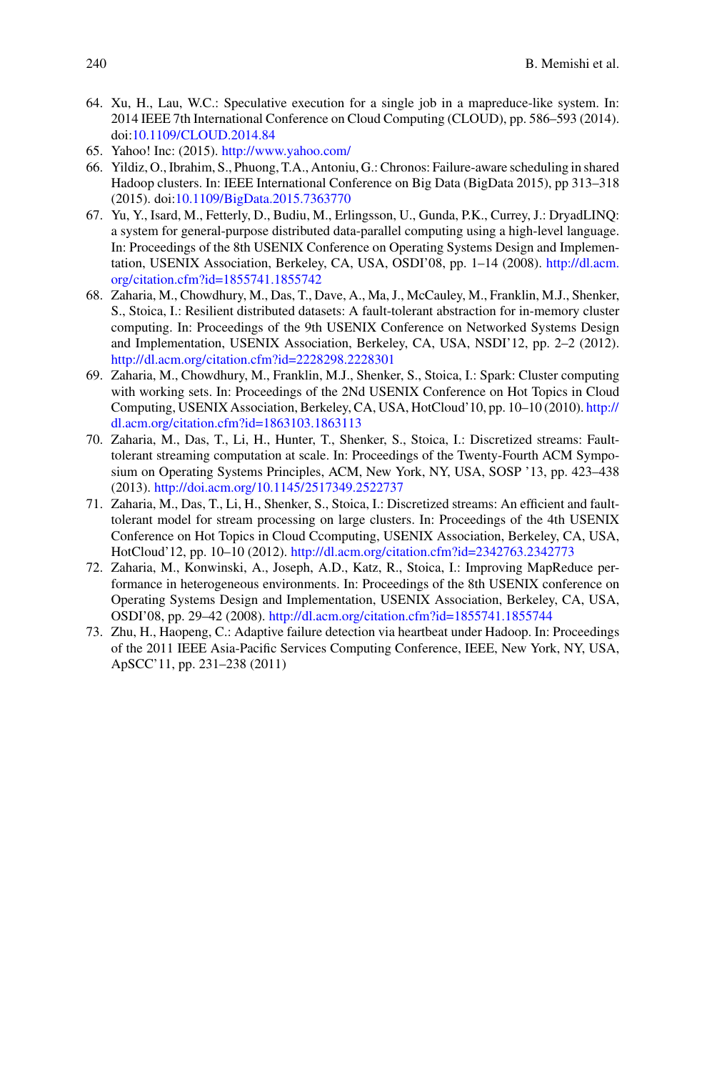64. Xu, H., Lau, W.C.: Speculative execution for a single job in a mapreduce-like system. In: 2014 IEEE 7th International Conference on Cloud Computing (CLOUD), pp. 586–593 (2014). doi:10.1109/CLOUD.2014.84
65. Yahoo! Inc: (2015). http://www.yahoo.com/
66. Yildiz, O., Ibrahim, S., Phuong, T.A., Antoniu, G.: Chronos: Failure-aware scheduling in shared Hadoop clusters. In: IEEE International Conference on Big Data (BigData 2015), pp 313–318 (2015). doi:10.1109/BigData.2015.7363770
67. Yu, Y., Isard, M., Fetterly, D., Budiu, M., Erlingsson, U., Gunda, P.K., Currey, J.: DryadLINQ: a system for general-purpose distributed data-parallel computing using a high-level language. In: Proceedings of the 8th USENIX Conference on Operating Systems Design and Implementation, USENIX Association, Berkeley, CA, USA, OSDI'08, pp. 1–14 (2008). http://dl.acm.org/citation.cfm?id=1855741.1855742
68. Zaharia, M., Chowdhury, M., Das, T., Dave, A., Ma, J., McCauley, M., Franklin, M.J., Shenker, S., Stoica, I.: Resilient distributed datasets: A fault-tolerant abstraction for in-memory cluster computing. In: Proceedings of the 9th USENIX Conference on Networked Systems Design and Implementation, USENIX Association, Berkeley, CA, USA, NSDI'12, pp. 2–2 (2012). http://dl.acm.org/citation.cfm?id=2228298.2228301
69. Zaharia, M., Chowdhury, M., Franklin, M.J., Shenker, S., Stoica, I.: Spark: Cluster computing with working sets. In: Proceedings of the 2Nd USENIX Conference on Hot Topics in Cloud Computing, USENIX Association, Berkeley, CA, USA, HotCloud'10, pp. 10–10 (2010). http://dl.acm.org/citation.cfm?id=1863103.1863113
70. Zaharia, M., Das, T., Li, H., Hunter, T., Shenker, S., Stoica, I.: Discretized streams: Fault-tolerant streaming computation at scale. In: Proceedings of the Twenty-Fourth ACM Symposium on Operating Systems Principles, ACM, New York, NY, USA, SOSP '13, pp. 423–438 (2013). http://doi.acm.org/10.1145/2517349.2522737
71. Zaharia, M., Das, T., Li, H., Shenker, S., Stoica, I.: Discretized streams: An efficient and fault-tolerant model for stream processing on large clusters. In: Proceedings of the 4th USENIX Conference on Hot Topics in Cloud Ccomputing, USENIX Association, Berkeley, CA, USA, HotCloud'12, pp. 10–10 (2012). http://dl.acm.org/citation.cfm?id=2342763.2342773
72. Zaharia, M., Konwinski, A., Joseph, A.D., Katz, R., Stoica, I.: Improving MapReduce performance in heterogeneous environments. In: Proceedings of the 8th USENIX conference on Operating Systems Design and Implementation, USENIX Association, Berkeley, CA, USA, OSDI'08, pp. 29–42 (2008). http://dl.acm.org/citation.cfm?id=1855741.1855744
73. Zhu, H., Haopeng, C.: Adaptive failure detection via heartbeat under Hadoop. In: Proceedings of the 2011 IEEE Asia-Pacific Services Computing Conference, IEEE, New York, NY, USA, ApSCC'11, pp. 231–238 (2011)